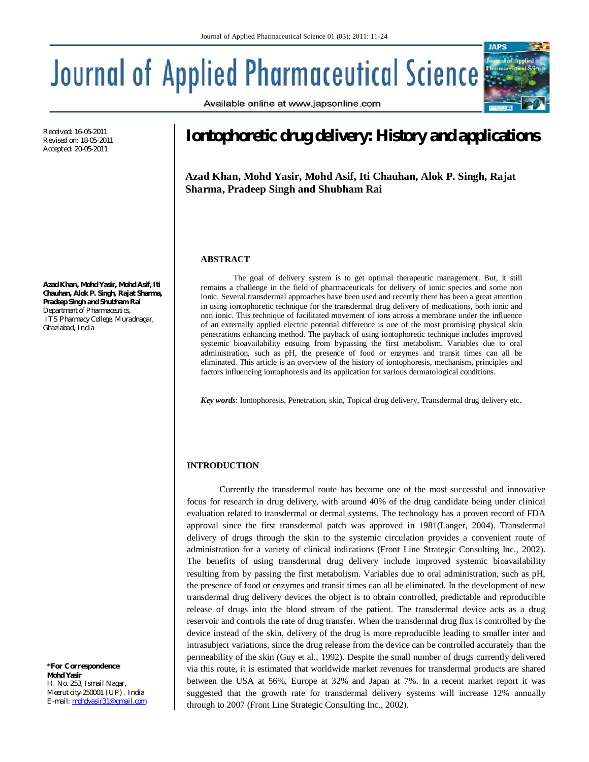# Iontophoretic drug delivery: History and applications

**Azad Khan, Mohd Yasir, Mohd Asif, Iti Chauhan, Alok P. Singh, Rajat Sharma, Pradeep Singh and Shubham Rai**

Received: 16-05-2011
Revised on: 18-05-2011
Accepted: 20-05-2011

**Azad Khan, Mohd Yasir, Mohd Asif, Iti Chauhan, Alok P. Singh, Rajat Sharma, Pradeep Singh and Shubham Rai**
Department of Pharmaceutics,
ITS Pharmacy College, Muradnagar, Ghaziabad, India

**\*For Correspondence:**
**Mohd Yasir**
H. No. 253, Ismail Nagar,
Meerut city-250001 (UP). India
E-mail: mohdyasir31@gmail.com

## ABSTRACT

The goal of delivery system is to get optimal therapeutic management. But, it still remains a challenge in the field of pharmaceuticals for delivery of ionic species and some non ionic. Several transdermal approaches have been used and recently there has been a great attention in using iontophoretic technique for the transdermal drug delivery of medications, both ionic and non ionic. This technique of facilitated movement of ions across a membrane under the influence of an externally applied electric potential difference is one of the most promising physical skin penetrations enhancing method. The payback of using iontophoretic technique includes improved systemic bioavailability ensuing from bypassing the first metabolism. Variables due to oral administration, such as pH, the presence of food or enzymes and transit times can all be eliminated. This article is an overview of the history of iontophoresis, mechanism, principles and factors influencing iontophoresis and its application for various dermatological conditions.

***Key words***: Iontophoresis, Penetration, skin, Topical drug delivery, Transdermal drug delivery etc.

## INTRODUCTION

Currently the transdermal route has become one of the most successful and innovative focus for research in drug delivery, with around 40% of the drug candidate being under clinical evaluation related to transdermal or dermal systems. The technology has a proven record of FDA approval since the first transdermal patch was approved in 1981(Langer, 2004). Transdermal delivery of drugs through the skin to the systemic circulation provides a convenient route of administration for a variety of clinical indications (Front Line Strategic Consulting Inc., 2002). The benefits of using transdermal drug delivery include improved systemic bioavailability resulting from by passing the first metabolism. Variables due to oral administration, such as pH, the presence of food or enzymes and transit times can all be eliminated. In the development of new transdermal drug delivery devices the object is to obtain controlled, predictable and reproducible release of drugs into the blood stream of the patient. The transdermal device acts as a drug reservoir and controls the rate of drug transfer. When the transdermal drug flux is controlled by the device instead of the skin, delivery of the drug is more reproducible leading to smaller inter and intrasubject variations, since the drug release from the device can be controlled accurately than the permeability of the skin (Guy et al., 1992). Despite the small number of drugs currently delivered via this route, it is estimated that worldwide market revenues for transdermal products are shared between the USA at 56%, Europe at 32% and Japan at 7%. In a recent market report it was suggested that the growth rate for transdermal delivery systems will increase 12% annually through to 2007 (Front Line Strategic Consulting Inc., 2002).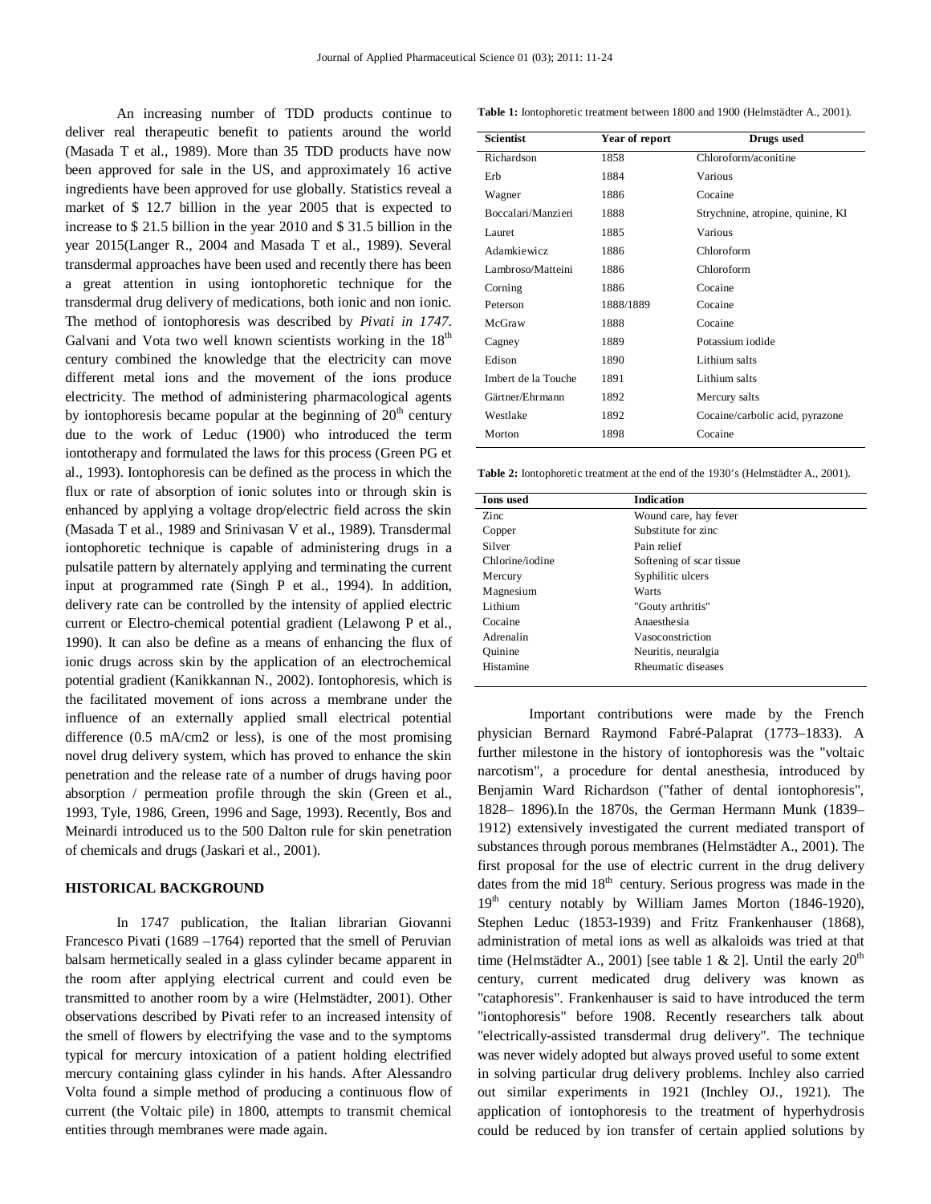An increasing number of TDD products continue to deliver real therapeutic benefit to patients around the world (Masada T et al., 1989). More than 35 TDD products have now been approved for sale in the US, and approximately 16 active ingredients have been approved for use globally. Statistics reveal a market of \$ 12.7 billion in the year 2005 that is expected to increase to \$ 21.5 billion in the year 2010 and \$ 31.5 billion in the year 2015(Langer R., 2004 and Masada T et al., 1989). Several transdermal approaches have been used and recently there has been a great attention in using iontophoretic technique for the transdermal drug delivery of medications, both ionic and non ionic. The method of iontophoresis was described by *Pivati in 1747*. Galvani and Vota two well known scientists working in the 18[th] century combined the knowledge that the electricity can move different metal ions and the movement of the ions produce electricity. The method of administering pharmacological agents by iontophoresis became popular at the beginning of 20[th] century due to the work of Leduc (1900) who introduced the term iontotherapy and formulated the laws for this process (Green PG et al., 1993). Iontophoresis can be defined as the process in which the flux or rate of absorption of ionic solutes into or through skin is enhanced by applying a voltage drop/electric field across the skin (Masada T et al., 1989 and Srinivasan V et al., 1989). Transdermal iontophoretic technique is capable of administering drugs in a pulsatile pattern by alternately applying and terminating the current input at programmed rate (Singh P et al., 1994). In addition, delivery rate can be controlled by the intensity of applied electric current or Electro-chemical potential gradient (Lelawong P et al., 1990). It can also be define as a means of enhancing the flux of ionic drugs across skin by the application of an electrochemical potential gradient (Kanikkannan N., 2002). Iontophoresis, which is the facilitated movement of ions across a membrane under the influence of an externally applied small electrical potential difference (0.5 mA/cm2 or less), is one of the most promising novel drug delivery system, which has proved to enhance the skin penetration and the release rate of a number of drugs having poor absorption / permeation profile through the skin (Green et al., 1993, Tyle, 1986, Green, 1996 and Sage, 1993). Recently, Bos and Meinardi introduced us to the 500 Dalton rule for skin penetration of chemicals and drugs (Jaskari et al., 2001).

## HISTORICAL BACKGROUND

In 1747 publication, the Italian librarian Giovanni Francesco Pivati (1689 –1764) reported that the smell of Peruvian balsam hermetically sealed in a glass cylinder became apparent in the room after applying electrical current and could even be transmitted to another room by a wire (Helmstädter, 2001). Other observations described by Pivati refer to an increased intensity of the smell of flowers by electrifying the vase and to the symptoms typical for mercury intoxication of a patient holding electrified mercury containing glass cylinder in his hands. After Alessandro Volta found a simple method of producing a continuous flow of current (the Voltaic pile) in 1800, attempts to transmit chemical entities through membranes were made again.

**Table 1:** Iontophoretic treatment between 1800 and 1900 (Helmstädter A., 2001).

| Scientist | Year of report | Drugs used |
|---|---|---|
| Richardson | 1858 | Chloroform/aconitine |
| Erb | 1884 | Various |
| Wagner | 1886 | Cocaine |
| Boccalari/Manzieri | 1888 | Strychnine, atropine, quinine, KI |
| Lauret | 1885 | Various |
| Adamkiewicz | 1886 | Chloroform |
| Lambroso/Matteini | 1886 | Chloroform |
| Corning | 1886 | Cocaine |
| Peterson | 1888/1889 | Cocaine |
| McGraw | 1888 | Cocaine |
| Cagney | 1889 | Potassium iodide |
| Edison | 1890 | Lithium salts |
| Imbert de la Touche | 1891 | Lithium salts |
| Gärtner/Ehrmann | 1892 | Mercury salts |
| Westlake | 1892 | Cocaine/carbolic acid, pyrazone |
| Morton | 1898 | Cocaine |

**Table 2:** Iontophoretic treatment at the end of the 1930's (Helmstädter A., 2001).

| Ions used | Indication |
|---|---|
| Zinc | Wound care, hay fever |
| Copper | Substitute for zinc |
| Silver | Pain relief |
| Chlorine/iodine | Softening of scar tissue |
| Mercury | Syphilitic ulcers |
| Magnesium | Warts |
| Lithium | "Gouty arthritis" |
| Cocaine | Anaesthesia |
| Adrenalin | Vasoconstriction |
| Quinine | Neuritis, neuralgia |
| Histamine | Rheumatic diseases |

Important contributions were made by the French physician Bernard Raymond Fabré-Palaprat (1773–1833). A further milestone in the history of iontophoresis was the "voltaic narcotism", a procedure for dental anesthesia, introduced by Benjamin Ward Richardson ("father of dental iontophoresis", 1828– 1896).In the 1870s, the German Hermann Munk (1839–1912) extensively investigated the current mediated transport of substances through porous membranes (Helmstädter A., 2001). The first proposal for the use of electric current in the drug delivery dates from the mid 18[th] century. Serious progress was made in the 19[th] century notably by William James Morton (1846-1920), Stephen Leduc (1853-1939) and Fritz Frankenhauser (1868), administration of metal ions as well as alkaloids was tried at that time (Helmstädter A., 2001) [see table 1 & 2]. Until the early 20[th] century, current medicated drug delivery was known as "cataphoresis". Frankenhauser is said to have introduced the term "iontophoresis" before 1908. Recently researchers talk about "electrically-assisted transdermal drug delivery". The technique was never widely adopted but always proved useful to some extent in solving particular drug delivery problems. Inchley also carried out similar experiments in 1921 (Inchley OJ., 1921). The application of iontophoresis to the treatment of hyperhydrosis could be reduced by ion transfer of certain applied solutions by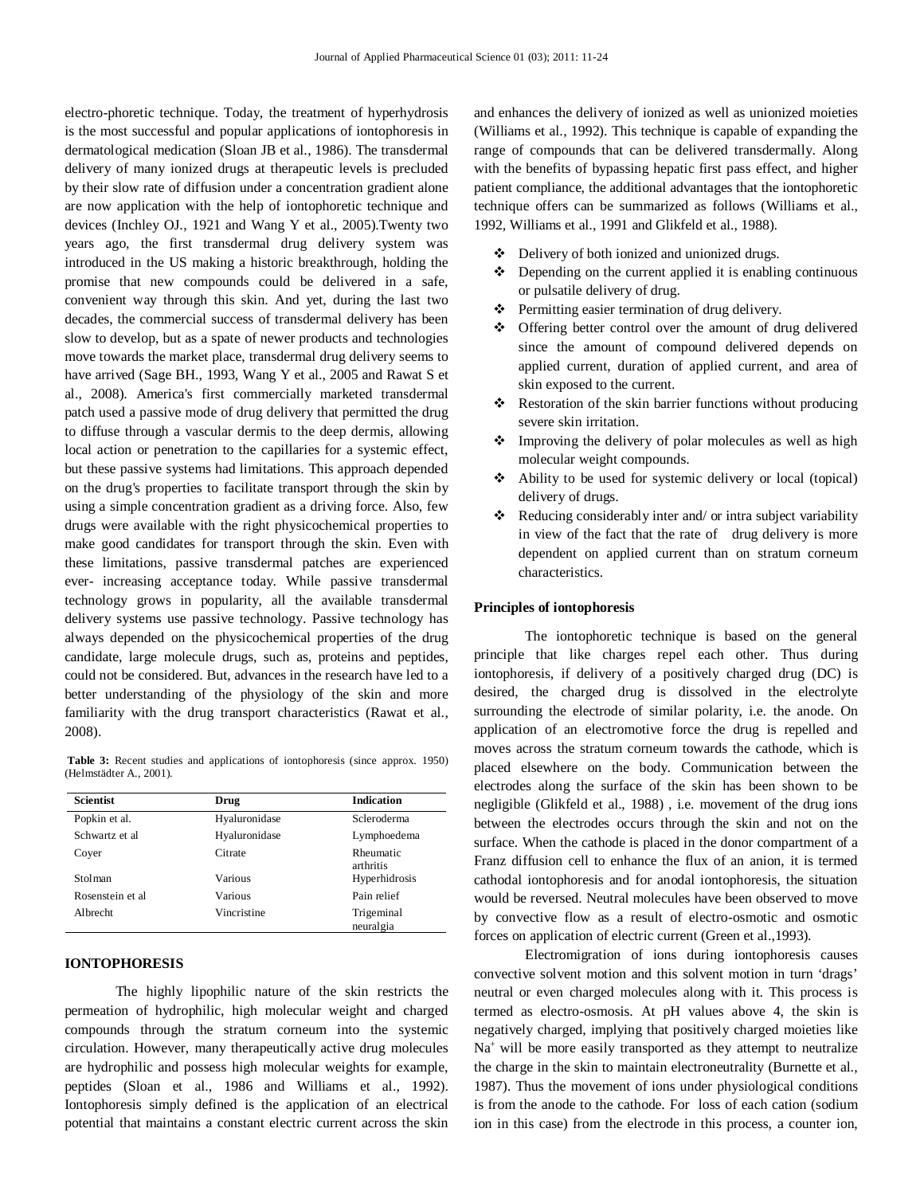electro-phoretic technique. Today, the treatment of hyperhydrosis is the most successful and popular applications of iontophoresis in dermatological medication (Sloan JB et al., 1986). The transdermal delivery of many ionized drugs at therapeutic levels is precluded by their slow rate of diffusion under a concentration gradient alone are now application with the help of iontophoretic technique and devices (Inchley OJ., 1921 and Wang Y et al., 2005).Twenty two years ago, the first transdermal drug delivery system was introduced in the US making a historic breakthrough, holding the promise that new compounds could be delivered in a safe, convenient way through this skin. And yet, during the last two decades, the commercial success of transdermal delivery has been slow to develop, but as a spate of newer products and technologies move towards the market place, transdermal drug delivery seems to have arrived (Sage BH., 1993, Wang Y et al., 2005 and Rawat S et al., 2008). America's first commercially marketed transdermal patch used a passive mode of drug delivery that permitted the drug to diffuse through a vascular dermis to the deep dermis, allowing local action or penetration to the capillaries for a systemic effect, but these passive systems had limitations. This approach depended on the drug's properties to facilitate transport through the skin by using a simple concentration gradient as a driving force. Also, few drugs were available with the right physicochemical properties to make good candidates for transport through the skin. Even with these limitations, passive transdermal patches are experienced ever- increasing acceptance today. While passive transdermal technology grows in popularity, all the available transdermal delivery systems use passive technology. Passive technology has always depended on the physicochemical properties of the drug candidate, large molecule drugs, such as, proteins and peptides, could not be considered. But, advances in the research have led to a better understanding of the physiology of the skin and more familiarity with the drug transport characteristics (Rawat et al., 2008).

**Table 3:** Recent studies and applications of iontophoresis (since approx. 1950) (Helmstädter A., 2001).

| Scientist | Drug | Indication |
|---|---|---|
| Popkin et al. | Hyaluronidase | Scleroderma |
| Schwartz et al | Hyaluronidase | Lymphoedema |
| Coyer | Citrate | Rheumatic arthritis |
| Stolman | Various | Hyperhidrosis |
| Rosenstein et al | Various | Pain relief |
| Albrecht | Vincristine | Trigeminal neuralgia |

## IONTOPHORESIS

The highly lipophilic nature of the skin restricts the permeation of hydrophilic, high molecular weight and charged compounds through the stratum corneum into the systemic circulation. However, many therapeutically active drug molecules are hydrophilic and possess high molecular weights for example, peptides (Sloan et al., 1986 and Williams et al., 1992). Iontophoresis simply defined is the application of an electrical potential that maintains a constant electric current across the skin and enhances the delivery of ionized as well as unionized moieties (Williams et al., 1992). This technique is capable of expanding the range of compounds that can be delivered transdermally. Along with the benefits of bypassing hepatic first pass effect, and higher patient compliance, the additional advantages that the iontophoretic technique offers can be summarized as follows (Williams et al., 1992, Williams et al., 1991 and Glikfeld et al., 1988).

- Delivery of both ionized and unionized drugs.
- Depending on the current applied it is enabling continuous or pulsatile delivery of drug.
- Permitting easier termination of drug delivery.
- Offering better control over the amount of drug delivered since the amount of compound delivered depends on applied current, duration of applied current, and area of skin exposed to the current.
- Restoration of the skin barrier functions without producing severe skin irritation.
- Improving the delivery of polar molecules as well as high molecular weight compounds.
- Ability to be used for systemic delivery or local (topical) delivery of drugs.
- Reducing considerably inter and/ or intra subject variability in view of the fact that the rate of drug delivery is more dependent on applied current than on stratum corneum characteristics.

### Principles of iontophoresis

The iontophoretic technique is based on the general principle that like charges repel each other. Thus during iontophoresis, if delivery of a positively charged drug (DC) is desired, the charged drug is dissolved in the electrolyte surrounding the electrode of similar polarity, i.e. the anode. On application of an electromotive force the drug is repelled and moves across the stratum corneum towards the cathode, which is placed elsewhere on the body. Communication between the electrodes along the surface of the skin has been shown to be negligible (Glikfeld et al., 1988) , i.e. movement of the drug ions between the electrodes occurs through the skin and not on the surface. When the cathode is placed in the donor compartment of a Franz diffusion cell to enhance the flux of an anion, it is termed cathodal iontophoresis and for anodal iontophoresis, the situation would be reversed. Neutral molecules have been observed to move by convective flow as a result of electro-osmotic and osmotic forces on application of electric current (Green et al.,1993).

Electromigration of ions during iontophoresis causes convective solvent motion and this solvent motion in turn 'drags' neutral or even charged molecules along with it. This process is termed as electro-osmosis. At pH values above 4, the skin is negatively charged, implying that positively charged moieties like $Na^+$ will be more easily transported as they attempt to neutralize the charge in the skin to maintain electroneutrality (Burnette et al., 1987). Thus the movement of ions under physiological conditions is from the anode to the cathode. For loss of each cation (sodium ion in this case) from the electrode in this process, a counter ion,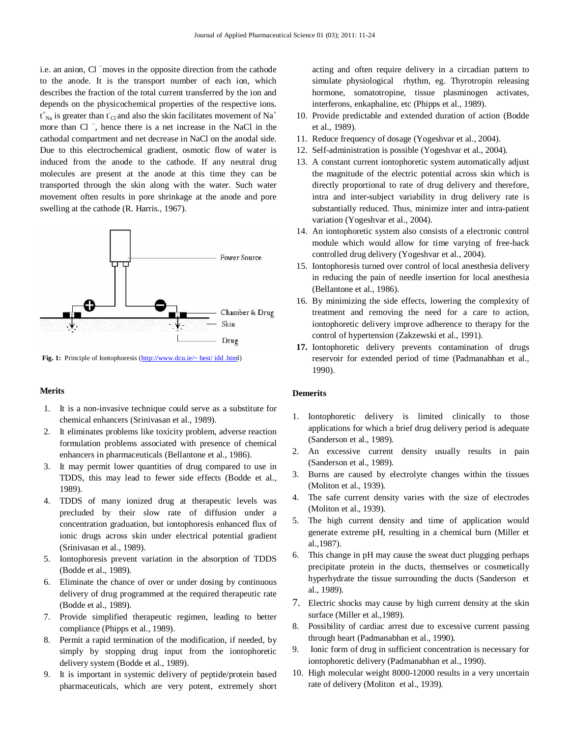i.e. an anion, $Cl^-$ moves in the opposite direction from the cathode to the anode. It is the transport number of each ion, which describes the fraction of the total current transferred by the ion and depends on the physicochemical properties of the respective ions. $t^+_{Na}$ is greater than $t^-_{Cl}$ and also the skin facilitates movement of $Na^+$ more than $Cl^-$, hence there is a net increase in the NaCl in the cathodal compartment and net decrease in NaCl on the anodal side. Due to this electrochemical gradient, osmotic flow of water is induced from the anode to the cathode. If any neutral drug molecules are present at the anode at this time they can be transported through the skin along with the water. Such water movement often results in pore shrinkage at the anode and pore swelling at the cathode (R. Harris., 1967).

**Fig. 1:** Principle of Iontophoresis (http://www.dcu.ie/~ best/ idd .html)

**Merits**

1. It is a non-invasive technique could serve as a substitute for chemical enhancers (Srinivasan et al., 1989).
2. It eliminates problems like toxicity problem, adverse reaction formulation problems associated with presence of chemical enhancers in pharmaceuticals (Bellantone et al., 1986).
3. It may permit lower quantities of drug compared to use in TDDS, this may lead to fewer side effects (Bodde et al., 1989).
4. TDDS of many ionized drug at therapeutic levels was precluded by their slow rate of diffusion under a concentration graduation, but iontophoresis enhanced flux of ionic drugs across skin under electrical potential gradient (Srinivasan et al., 1989).
5. Iontophoresis prevent variation in the absorption of TDDS (Bodde et al., 1989).
6. Eliminate the chance of over or under dosing by continuous delivery of drug programmed at the required therapeutic rate (Bodde et al., 1989).
7. Provide simplified therapeutic regimen, leading to better compliance (Phipps et al., 1989).
8. Permit a rapid termination of the modification, if needed, by simply by stopping drug input from the iontophoretic delivery system (Bodde et al., 1989).
9. It is important in systemic delivery of peptide/protein based pharmaceuticals, which are very potent, extremely short acting and often require delivery in a circadian pattern to simulate physiological rhythm, eg. Thyrotropin releasing hormone, somatotropine, tissue plasminogen activates, interferons, enkaphaline, etc (Phipps et al., 1989).
10. Provide predictable and extended duration of action (Bodde et al., 1989).
11. Reduce frequency of dosage (Yogeshvar et al., 2004).
12. Self-administration is possible (Yogeshvar et al., 2004).
13. A constant current iontophoretic system automatically adjust the magnitude of the electric potential across skin which is directly proportional to rate of drug delivery and therefore, intra and inter-subject variability in drug delivery rate is substantially reduced. Thus, minimize inter and intra-patient variation (Yogeshvar et al., 2004).
14. An iontophoretic system also consists of a electronic control module which would allow for time varying of free-back controlled drug delivery (Yogeshvar et al., 2004).
15. Iontophoresis turned over control of local anesthesia delivery in reducing the pain of needle insertion for local anesthesia (Bellantone et al., 1986).
16. By minimizing the side effects, lowering the complexity of treatment and removing the need for a care to action, iontophoretic delivery improve adherence to therapy for the control of hypertension (Zakzewski et al., 1991).
17. Iontophoretic delivery prevents contamination of drugs reservoir for extended period of time (Padmanabhan et al., 1990).

**Demerits**

1. Iontophoretic delivery is limited clinically to those applications for which a brief drug delivery period is adequate (Sanderson et al., 1989).
2. An excessive current density usually results in pain (Sanderson et al., 1989).
3. Burns are caused by electrolyte changes within the tissues (Moliton et al., 1939).
4. The safe current density varies with the size of electrodes (Moliton et al., 1939).
5. The high current density and time of application would generate extreme pH, resulting in a chemical burn (Miller et al.,1987).
6. This change in pH may cause the sweat duct plugging perhaps precipitate protein in the ducts, themselves or cosmetically hyperhydrate the tissue surrounding the ducts (Sanderson et al., 1989).
7. Electric shocks may cause by high current density at the skin surface (Miller et al.,1989).
8. Possibility of cardiac arrest due to excessive current passing through heart (Padmanabhan et al., 1990).
9. Ionic form of drug in sufficient concentration is necessary for iontophoretic delivery (Padmanabhan et al., 1990).
10. High molecular weight 8000-12000 results in a very uncertain rate of delivery (Moliton et al., 1939).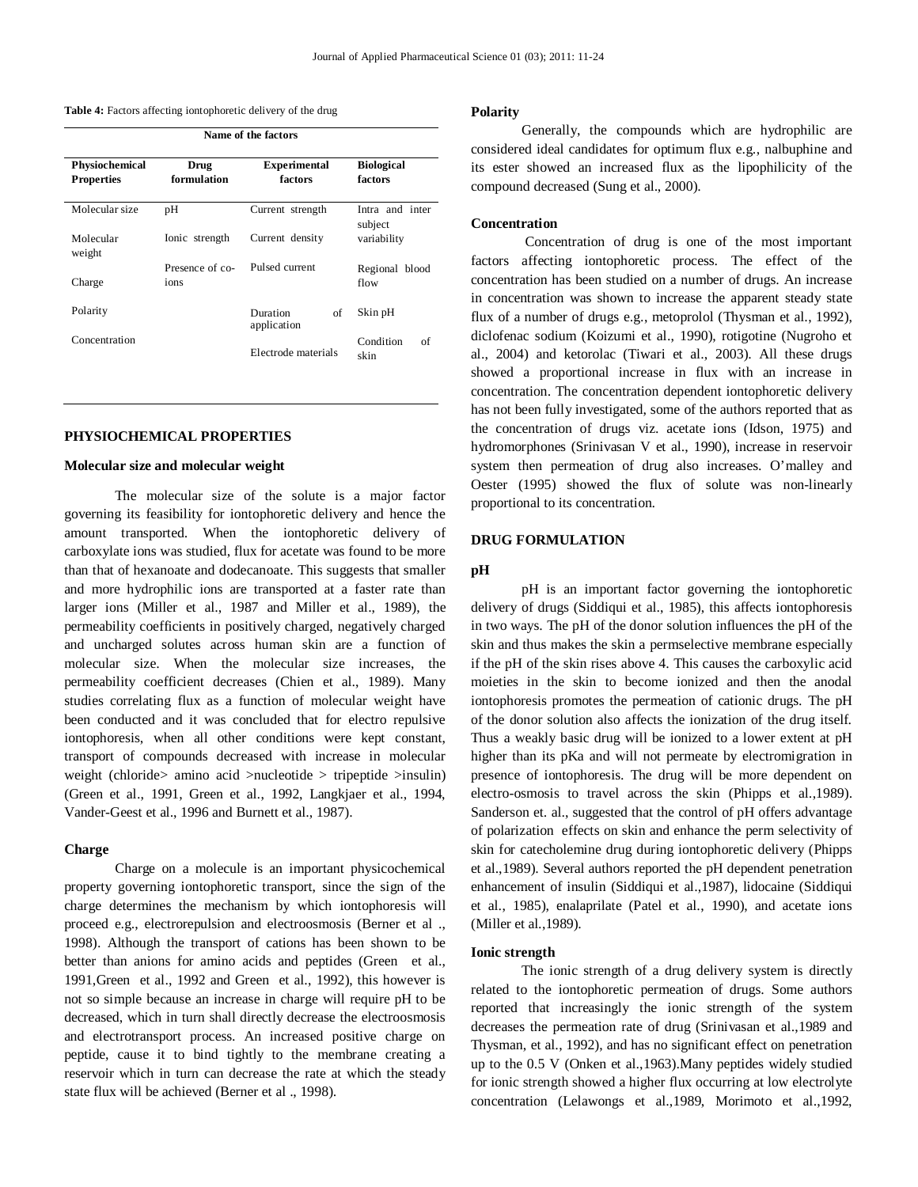**Table 4:** Factors affecting iontophoretic delivery of the drug

| Name of the factors | | | |
|---|---|---|---|
| **Physiochemical Properties** | **Drug formulation** | **Experimental factors** | **Biological factors** |
| Molecular size | pH | Current strength | Intra and inter subject variability |
| Molecular weight | Ionic strength | Current density | |
| Charge | Presence of co-ions | Pulsed current | Regional blood flow |
| Polarity | | Duration of application | Skin pH |
| Concentration | | Electrode materials | Condition of skin |

## PHYSIOCHEMICAL PROPERTIES

### Molecular size and molecular weight

The molecular size of the solute is a major factor governing its feasibility for iontophoretic delivery and hence the amount transported. When the iontophoretic delivery of carboxylate ions was studied, flux for acetate was found to be more than that of hexanoate and dodecanoate. This suggests that smaller and more hydrophilic ions are transported at a faster rate than larger ions (Miller et al., 1987 and Miller et al., 1989), the permeability coefficients in positively charged, negatively charged and uncharged solutes across human skin are a function of molecular size. When the molecular size increases, the permeability coefficient decreases (Chien et al., 1989). Many studies correlating flux as a function of molecular weight have been conducted and it was concluded that for electro repulsive iontophoresis, when all other conditions were kept constant, transport of compounds decreased with increase in molecular weight (chloride> amino acid >nucleotide > tripeptide >insulin) (Green et al., 1991, Green et al., 1992, Langkjaer et al., 1994, Vander-Geest et al., 1996 and Burnett et al., 1987).

### Charge

Charge on a molecule is an important physicochemical property governing iontophoretic transport, since the sign of the charge determines the mechanism by which iontophoresis will proceed e.g., electrorepulsion and electroosmosis (Berner et al ., 1998). Although the transport of cations has been shown to be better than anions for amino acids and peptides (Green et al., 1991,Green et al., 1992 and Green et al., 1992), this however is not so simple because an increase in charge will require pH to be decreased, which in turn shall directly decrease the electroosmosis and electrotransport process. An increased positive charge on peptide, cause it to bind tightly to the membrane creating a reservoir which in turn can decrease the rate at which the steady state flux will be achieved (Berner et al ., 1998).

### Polarity

Generally, the compounds which are hydrophilic are considered ideal candidates for optimum flux e.g., nalbuphine and its ester showed an increased flux as the lipophilicity of the compound decreased (Sung et al., 2000).

### Concentration

Concentration of drug is one of the most important factors affecting iontophoretic process. The effect of the concentration has been studied on a number of drugs. An increase in concentration was shown to increase the apparent steady state flux of a number of drugs e.g., metoprolol (Thysman et al., 1992), diclofenac sodium (Koizumi et al., 1990), rotigotine (Nugroho et al., 2004) and ketorolac (Tiwari et al., 2003). All these drugs showed a proportional increase in flux with an increase in concentration. The concentration dependent iontophoretic delivery has not been fully investigated, some of the authors reported that as the concentration of drugs viz. acetate ions (Idson, 1975) and hydromorphones (Srinivasan V et al., 1990), increase in reservoir system then permeation of drug also increases. O'malley and Oester (1995) showed the flux of solute was non-linearly proportional to its concentration.

## DRUG FORMULATION

### pH

pH is an important factor governing the iontophoretic delivery of drugs (Siddiqui et al., 1985), this affects iontophoresis in two ways. The pH of the donor solution influences the pH of the skin and thus makes the skin a permselective membrane especially if the pH of the skin rises above 4. This causes the carboxylic acid moieties in the skin to become ionized and then the anodal iontophoresis promotes the permeation of cationic drugs. The pH of the donor solution also affects the ionization of the drug itself. Thus a weakly basic drug will be ionized to a lower extent at pH higher than its pKa and will not permeate by electromigration in presence of iontophoresis. The drug will be more dependent on electro-osmosis to travel across the skin (Phipps et al.,1989). Sanderson et. al., suggested that the control of pH offers advantage of polarization effects on skin and enhance the perm selectivity of skin for catecholemine drug during iontophoretic delivery (Phipps et al.,1989). Several authors reported the pH dependent penetration enhancement of insulin (Siddiqui et al.,1987), lidocaine (Siddiqui et al., 1985), enalaprilate (Patel et al., 1990), and acetate ions (Miller et al.,1989).

### Ionic strength

The ionic strength of a drug delivery system is directly related to the iontophoretic permeation of drugs. Some authors reported that increasingly the ionic strength of the system decreases the permeation rate of drug (Srinivasan et al.,1989 and Thysman, et al., 1992), and has no significant effect on penetration up to the 0.5 V (Onken et al.,1963).Many peptides widely studied for ionic strength showed a higher flux occurring at low electrolyte concentration (Lelawongs et al.,1989, Morimoto et al.,1992,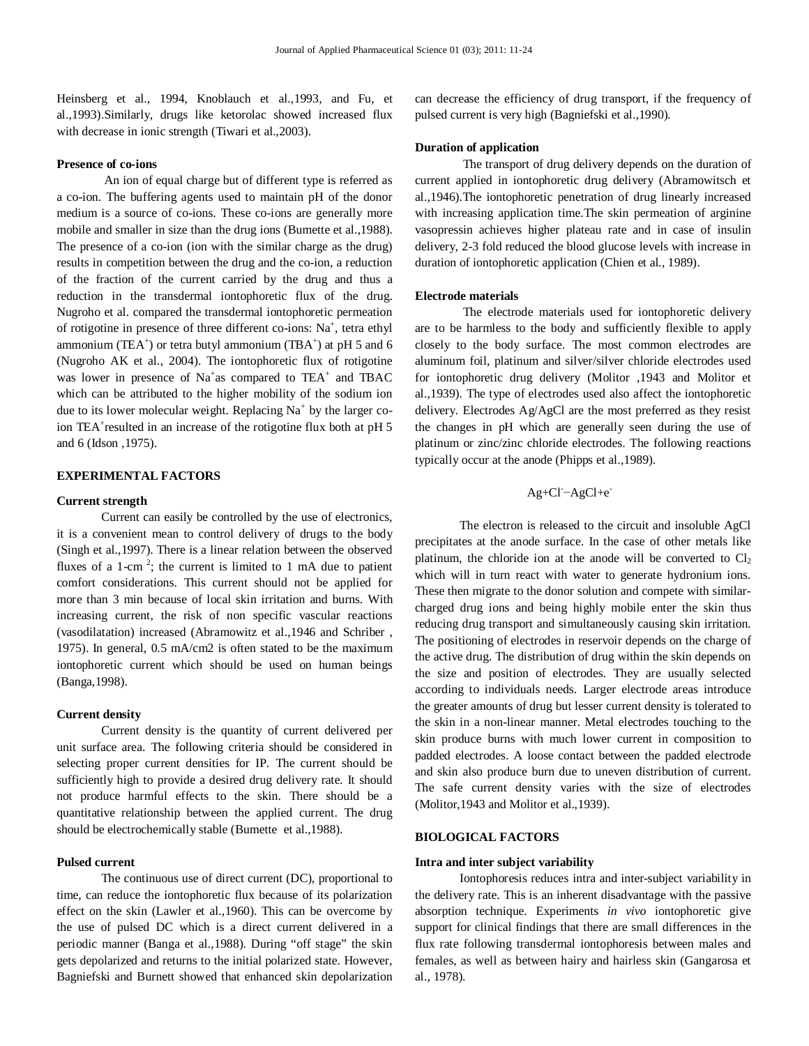Heinsberg et al., 1994, Knoblauch et al.,1993, and Fu, et al.,1993).Similarly, drugs like ketorolac showed increased flux with decrease in ionic strength (Tiwari et al.,2003).

**Presence of co-ions**

An ion of equal charge but of different type is referred as a co-ion. The buffering agents used to maintain pH of the donor medium is a source of co-ions. These co-ions are generally more mobile and smaller in size than the drug ions (Bumette et al.,1988). The presence of a co-ion (ion with the similar charge as the drug) results in competition between the drug and the co-ion, a reduction of the fraction of the current carried by the drug and thus a reduction in the transdermal iontophoretic flux of the drug. Nugroho et al. compared the transdermal iontophoretic permeation of rotigotine in presence of three different co-ions: $Na^+$, tetra ethyl ammonium ($TEA^+$) or tetra butyl ammonium ($TBA^+$) at pH 5 and 6 (Nugroho AK et al., 2004). The iontophoretic flux of rotigotine was lower in presence of $Na^+$as compared to $TEA^+$ and TBAC which can be attributed to the higher mobility of the sodium ion due to its lower molecular weight. Replacing $Na^+$ by the larger co-ion $TEA^+$resulted in an increase of the rotigotine flux both at pH 5 and 6 (Idson ,1975).

## EXPERIMENTAL FACTORS

**Current strength**

Current can easily be controlled by the use of electronics, it is a convenient mean to control delivery of drugs to the body (Singh et al.,1997). There is a linear relation between the observed fluxes of a 1-cm $^2$; the current is limited to 1 mA due to patient comfort considerations. This current should not be applied for more than 3 min because of local skin irritation and burns. With increasing current, the risk of non specific vascular reactions (vasodilatation) increased (Abramowitz et al.,1946 and Schriber , 1975). In general, 0.5 mA/cm2 is often stated to be the maximum iontophoretic current which should be used on human beings (Banga,1998).

**Current density**

Current density is the quantity of current delivered per unit surface area. The following criteria should be considered in selecting proper current densities for IP. The current should be sufficiently high to provide a desired drug delivery rate. It should not produce harmful effects to the skin. There should be a quantitative relationship between the applied current. The drug should be electrochemically stable (Bumette et al.,1988).

**Pulsed current**

The continuous use of direct current (DC), proportional to time, can reduce the iontophoretic flux because of its polarization effect on the skin (Lawler et al.,1960). This can be overcome by the use of pulsed DC which is a direct current delivered in a periodic manner (Banga et al.,1988). During "off stage" the skin gets depolarized and returns to the initial polarized state. However, Bagniefski and Burnett showed that enhanced skin depolarization can decrease the efficiency of drug transport, if the frequency of pulsed current is very high (Bagniefski et al.,1990).

**Duration of application**

The transport of drug delivery depends on the duration of current applied in iontophoretic drug delivery (Abramowitsch et al.,1946).The iontophoretic penetration of drug linearly increased with increasing application time.The skin permeation of arginine vasopressin achieves higher plateau rate and in case of insulin delivery, 2-3 fold reduced the blood glucose levels with increase in duration of iontophoretic application (Chien et al., 1989).

**Electrode materials**

The electrode materials used for iontophoretic delivery are to be harmless to the body and sufficiently flexible to apply closely to the body surface. The most common electrodes are aluminum foil, platinum and silver/silver chloride electrodes used for iontophoretic drug delivery (Molitor ,1943 and Molitor et al.,1939). The type of electrodes used also affect the iontophoretic delivery. Electrodes Ag/AgCl are the most preferred as they resist the changes in pH which are generally seen during the use of platinum or zinc/zinc chloride electrodes. The following reactions typically occur at the anode (Phipps et al.,1989).

$$Ag+Cl^{-}-AgCl+e^{-}$$

The electron is released to the circuit and insoluble AgCl precipitates at the anode surface. In the case of other metals like platinum, the chloride ion at the anode will be converted to $Cl_2$ which will in turn react with water to generate hydronium ions. These then migrate to the donor solution and compete with similar-charged drug ions and being highly mobile enter the skin thus reducing drug transport and simultaneously causing skin irritation. The positioning of electrodes in reservoir depends on the charge of the active drug. The distribution of drug within the skin depends on the size and position of electrodes. They are usually selected according to individuals needs. Larger electrode areas introduce the greater amounts of drug but lesser current density is tolerated to the skin in a non-linear manner. Metal electrodes touching to the skin produce burns with much lower current in composition to padded electrodes. A loose contact between the padded electrode and skin also produce burn due to uneven distribution of current. The safe current density varies with the size of electrodes (Molitor,1943 and Molitor et al.,1939).

## BIOLOGICAL FACTORS

**Intra and inter subject variability**

Iontophoresis reduces intra and inter-subject variability in the delivery rate. This is an inherent disadvantage with the passive absorption technique. Experiments *in vivo* iontophoretic give support for clinical findings that there are small differences in the flux rate following transdermal iontophoresis between males and females, as well as between hairy and hairless skin (Gangarosa et al., 1978).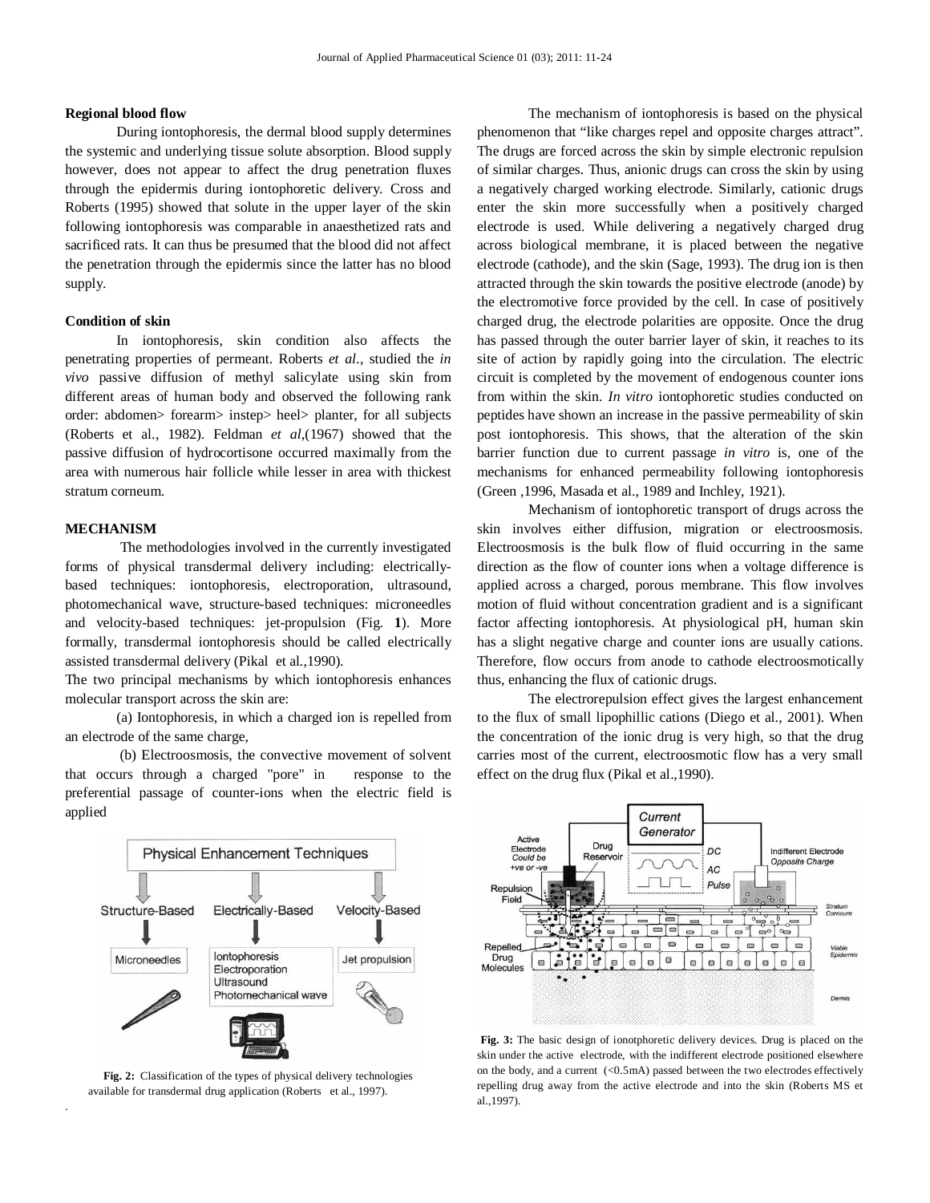**Regional blood flow**

During iontophoresis, the dermal blood supply determines the systemic and underlying tissue solute absorption. Blood supply however, does not appear to affect the drug penetration fluxes through the epidermis during iontophoretic delivery. Cross and Roberts (1995) showed that solute in the upper layer of the skin following iontophoresis was comparable in anaesthetized rats and sacrificed rats. It can thus be presumed that the blood did not affect the penetration through the epidermis since the latter has no blood supply.

**Condition of skin**

In iontophoresis, skin condition also affects the penetrating properties of permeant. Roberts *et al*., studied the *in vivo* passive diffusion of methyl salicylate using skin from different areas of human body and observed the following rank order: abdomen> forearm> instep> heel> planter, for all subjects (Roberts et al., 1982). Feldman *et al*,(1967) showed that the passive diffusion of hydrocortisone occurred maximally from the area with numerous hair follicle while lesser in area with thickest stratum corneum.

**MECHANISM**

The methodologies involved in the currently investigated forms of physical transdermal delivery including: electrically-based techniques: iontophoresis, electroporation, ultrasound, photomechanical wave, structure-based techniques: microneedles and velocity-based techniques: jet-propulsion (Fig. **1**). More formally, transdermal iontophoresis should be called electrically assisted transdermal delivery (Pikal et al.,1990).

The two principal mechanisms by which iontophoresis enhances molecular transport across the skin are:

(a) Iontophoresis, in which a charged ion is repelled from an electrode of the same charge,

(b) Electroosmosis, the convective movement of solvent that occurs through a charged "pore" in response to the preferential passage of counter-ions when the electric field is applied

**Fig. 2:** Classification of the types of physical delivery technologies available for transdermal drug application (Roberts et al., 1997).

The mechanism of iontophoresis is based on the physical phenomenon that "like charges repel and opposite charges attract". The drugs are forced across the skin by simple electronic repulsion of similar charges. Thus, anionic drugs can cross the skin by using a negatively charged working electrode. Similarly, cationic drugs enter the skin more successfully when a positively charged electrode is used. While delivering a negatively charged drug across biological membrane, it is placed between the negative electrode (cathode), and the skin (Sage, 1993). The drug ion is then attracted through the skin towards the positive electrode (anode) by the electromotive force provided by the cell. In case of positively charged drug, the electrode polarities are opposite. Once the drug has passed through the outer barrier layer of skin, it reaches to its site of action by rapidly going into the circulation. The electric circuit is completed by the movement of endogenous counter ions from within the skin. *In vitro* iontophoretic studies conducted on peptides have shown an increase in the passive permeability of skin post iontophoresis. This shows, that the alteration of the skin barrier function due to current passage *in vitro* is, one of the mechanisms for enhanced permeability following iontophoresis (Green ,1996, Masada et al., 1989 and Inchley, 1921).

Mechanism of iontophoretic transport of drugs across the skin involves either diffusion, migration or electroosmosis. Electroosmosis is the bulk flow of fluid occurring in the same direction as the flow of counter ions when a voltage difference is applied across a charged, porous membrane. This flow involves motion of fluid without concentration gradient and is a significant factor affecting iontophoresis. At physiological pH, human skin has a slight negative charge and counter ions are usually cations. Therefore, flow occurs from anode to cathode electroosmotically thus, enhancing the flux of cationic drugs.

The electrorepulsion effect gives the largest enhancement to the flux of small lipophillic cations (Diego et al., 2001). When the concentration of the ionic drug is very high, so that the drug carries most of the current, electroosmotic flow has a very small effect on the drug flux (Pikal et al.,1990).

**Fig. 3:** The basic design of ionotphoretic delivery devices. Drug is placed on the skin under the active electrode, with the indifferent electrode positioned elsewhere on the body, and a current (<0.5mA) passed between the two electrodes effectively repelling drug away from the active electrode and into the skin (Roberts MS et al.,1997).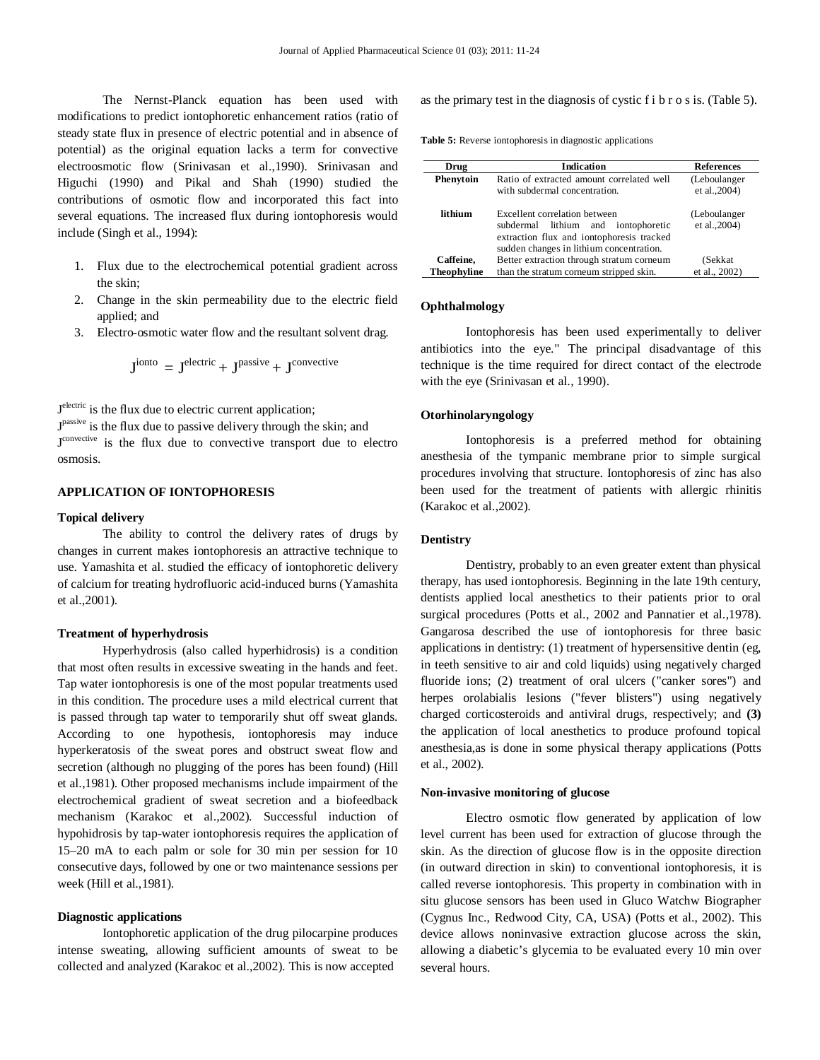The Nernst-Planck equation has been used with modifications to predict iontophoretic enhancement ratios (ratio of steady state flux in presence of electric potential and in absence of potential) as the original equation lacks a term for convective electroosmotic flow (Srinivasan et al.,1990). Srinivasan and Higuchi (1990) and Pikal and Shah (1990) studied the contributions of osmotic flow and incorporated this fact into several equations. The increased flux during iontophoresis would include (Singh et al., 1994):

1. Flux due to the electrochemical potential gradient across the skin;
2. Change in the skin permeability due to the electric field applied; and
3. Electro-osmotic water flow and the resultant solvent drag.

$$J^{\text{ionto}} = J^{\text{electric}} + J^{\text{passive}} + J^{\text{convective}}$$

$J^{\text{electric}}$ is the flux due to electric current application;

$J^{\text{passive}}$ is the flux due to passive delivery through the skin; and

$J^{\text{convective}}$ is the flux due to convective transport due to electro osmosis.

## APPLICATION OF IONTOPHORESIS

### Topical delivery

The ability to control the delivery rates of drugs by changes in current makes iontophoresis an attractive technique to use. Yamashita et al. studied the efficacy of iontophoretic delivery of calcium for treating hydrofluoric acid-induced burns (Yamashita et al.,2001).

### Treatment of hyperhydrosis

Hyperhydrosis (also called hyperhidrosis) is a condition that most often results in excessive sweating in the hands and feet. Tap water iontophoresis is one of the most popular treatments used in this condition. The procedure uses a mild electrical current that is passed through tap water to temporarily shut off sweat glands. According to one hypothesis, iontophoresis may induce hyperkeratosis of the sweat pores and obstruct sweat flow and secretion (although no plugging of the pores has been found) (Hill et al.,1981). Other proposed mechanisms include impairment of the electrochemical gradient of sweat secretion and a biofeedback mechanism (Karakoc et al.,2002). Successful induction of hypohidrosis by tap-water iontophoresis requires the application of 15–20 mA to each palm or sole for 30 min per session for 10 consecutive days, followed by one or two maintenance sessions per week (Hill et al.,1981).

### Diagnostic applications

Iontophoretic application of the drug pilocarpine produces intense sweating, allowing sufficient amounts of sweat to be collected and analyzed (Karakoc et al.,2002). This is now accepted as the primary test in the diagnosis of cystic f i b r o s is. (Table 5).

**Table 5:** Reverse iontophoresis in diagnostic applications

| Drug | Indication | References |
|---|---|---|
| **Phenytoin** | Ratio of extracted amount correlated well with subdermal concentration. | (Leboulanger et al.,2004) |
| **lithium** | Excellent correlation between subdermal lithium and iontophoretic extraction flux and iontophoresis tracked sudden changes in lithium concentration. | (Leboulanger et al.,2004) |
| **Caffeine, Theophyline** | Better extraction through stratum corneum than the stratum corneum stripped skin. | (Sekkat et al., 2002) |

### Ophthalmology

Iontophoresis has been used experimentally to deliver antibiotics into the eye." The principal disadvantage of this technique is the time required for direct contact of the electrode with the eye (Srinivasan et al., 1990).

### Otorhinolaryngology

Iontophoresis is a preferred method for obtaining anesthesia of the tympanic membrane prior to simple surgical procedures involving that structure. Iontophoresis of zinc has also been used for the treatment of patients with allergic rhinitis (Karakoc et al.,2002).

### Dentistry

Dentistry, probably to an even greater extent than physical therapy, has used iontophoresis. Beginning in the late 19th century, dentists applied local anesthetics to their patients prior to oral surgical procedures (Potts et al., 2002 and Pannatier et al.,1978). Gangarosa described the use of iontophoresis for three basic applications in dentistry: (1) treatment of hypersensitive dentin (eg, in teeth sensitive to air and cold liquids) using negatively charged fluoride ions; (2) treatment of oral ulcers ("canker sores") and herpes orolabialis lesions ("fever blisters") using negatively charged corticosteroids and antiviral drugs, respectively; and **(3)** the application of local anesthetics to produce profound topical anesthesia,as is done in some physical therapy applications (Potts et al., 2002).

### Non-invasive monitoring of glucose

Electro osmotic flow generated by application of low level current has been used for extraction of glucose through the skin. As the direction of glucose flow is in the opposite direction (in outward direction in skin) to conventional iontophoresis, it is called reverse iontophoresis. This property in combination with in situ glucose sensors has been used in Gluco Watchw Biographer (Cygnus Inc., Redwood City, CA, USA) (Potts et al., 2002). This device allows noninvasive extraction glucose across the skin, allowing a diabetic's glycemia to be evaluated every 10 min over several hours.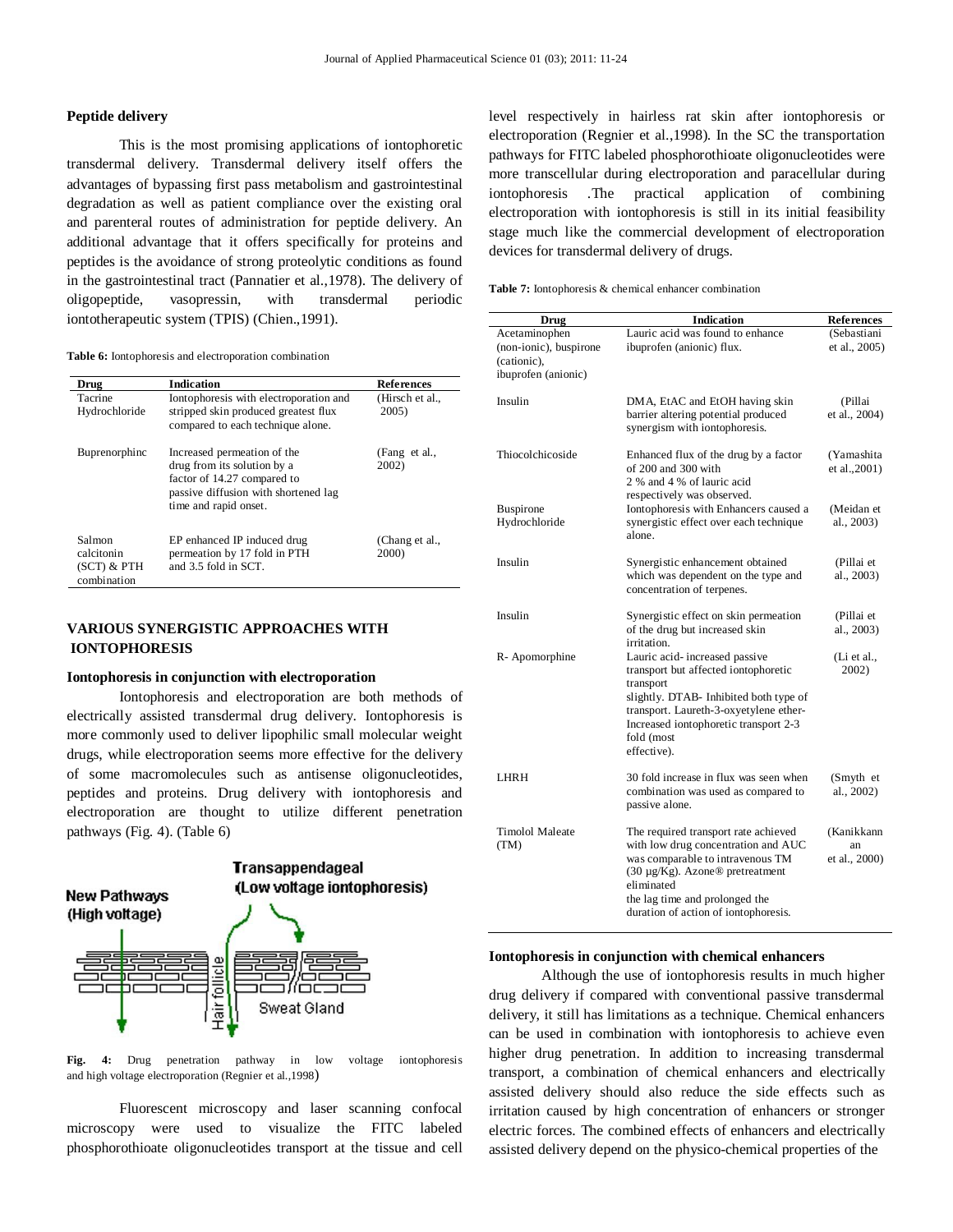#### Peptide delivery

This is the most promising applications of iontophoretic transdermal delivery. Transdermal delivery itself offers the advantages of bypassing first pass metabolism and gastrointestinal degradation as well as patient compliance over the existing oral and parenteral routes of administration for peptide delivery. An additional advantage that it offers specifically for proteins and peptides is the avoidance of strong proteolytic conditions as found in the gastrointestinal tract (Pannatier et al.,1978). The delivery of oligopeptide, vasopressin, with transdermal periodic iontotherapeutic system (TPIS) (Chien.,1991).

**Table 6:** Iontophoresis and electroporation combination

| Drug | Indication | References |
|---|---|---|
| Tacrine Hydrochloride | Iontophoresis with electroporation and stripped skin produced greatest flux compared to each technique alone. | (Hirsch et al., 2005) |
| Buprenorphinc | Increased permeation of the drug from its solution by a factor of 14.27 compared to passive diffusion with shortened lag time and rapid onset. | (Fang et al., 2002) |
| Salmon calcitonin (SCT) & PTH combination | EP enhanced IP induced drug permeation by 17 fold in PTH and 3.5 fold in SCT. | (Chang et al., 2000) |

## VARIOUS SYNERGISTIC APPROACHES WITH IONTOPHORESIS

#### Iontophoresis in conjunction with electroporation

Iontophoresis and electroporation are both methods of electrically assisted transdermal drug delivery. Iontophoresis is more commonly used to deliver lipophilic small molecular weight drugs, while electroporation seems more effective for the delivery of some macromolecules such as antisense oligonucleotides, peptides and proteins. Drug delivery with iontophoresis and electroporation are thought to utilize different penetration pathways (Fig. 4). (Table 6)

**Fig. 4:** Drug penetration pathway in low voltage iontophoresis and high voltage electroporation (Regnier et al.,1998)

Fluorescent microscopy and laser scanning confocal microscopy were used to visualize the FITC labeled phosphorothioate oligonucleotides transport at the tissue and cell level respectively in hairless rat skin after iontophoresis or electroporation (Regnier et al.,1998). In the SC the transportation pathways for FITC labeled phosphorothioate oligonucleotides were more transcellular during electroporation and paracellular during iontophoresis .The practical application of combining electroporation with iontophoresis is still in its initial feasibility stage much like the commercial development of electroporation devices for transdermal delivery of drugs.

**Table 7:** Iontophoresis & chemical enhancer combination

| Drug | Indication | References |
|---|---|---|
| Acetaminophen (non-ionic), buspirone (cationic), ibuprofen (anionic) | Lauric acid was found to enhance ibuprofen (anionic) flux. | (Sebastiani et al., 2005) |
| Insulin | DMA, EtAC and EtOH having skin barrier altering potential produced synergism with iontophoresis. | (Pillai et al., 2004) |
| Thiocolchicoside | Enhanced flux of the drug by a factor of 200 and 300 with 2 % and 4 % of lauric acid respectively was observed. | (Yamashita et al.,2001) |
| Buspirone Hydrochloride | Iontophoresis with Enhancers caused a synergistic effect over each technique alone. | (Meidan et al., 2003) |
| Insulin | Synergistic enhancement obtained which was dependent on the type and concentration of terpenes. | (Pillai et al., 2003) |
| Insulin | Synergistic effect on skin permeation of the drug but increased skin irritation. | (Pillai et al., 2003) |
| R- Apomorphine | Lauric acid- increased passive transport but affected iontophoretic transport slightly. DTAB- Inhibited both type of transport. Laureth-3-oxyetylene ether- Increased iontophoretic transport 2-3 fold (most effective). | (Li et al., 2002) |
| LHRH | 30 fold increase in flux was seen when combination was used as compared to passive alone. | (Smyth et al., 2002) |
| Timolol Maleate (TM) | The required transport rate achieved with low drug concentration and AUC was comparable to intravenous TM (30 μg/Kg). Azone® pretreatment eliminated the lag time and prolonged the duration of action of iontophoresis. | (Kanikkannan et al., 2000) |

#### Iontophoresis in conjunction with chemical enhancers

Although the use of iontophoresis results in much higher drug delivery if compared with conventional passive transdermal delivery, it still has limitations as a technique. Chemical enhancers can be used in combination with iontophoresis to achieve even higher drug penetration. In addition to increasing transdermal transport, a combination of chemical enhancers and electrically assisted delivery should also reduce the side effects such as irritation caused by high concentration of enhancers or stronger electric forces. The combined effects of enhancers and electrically assisted delivery depend on the physico-chemical properties of the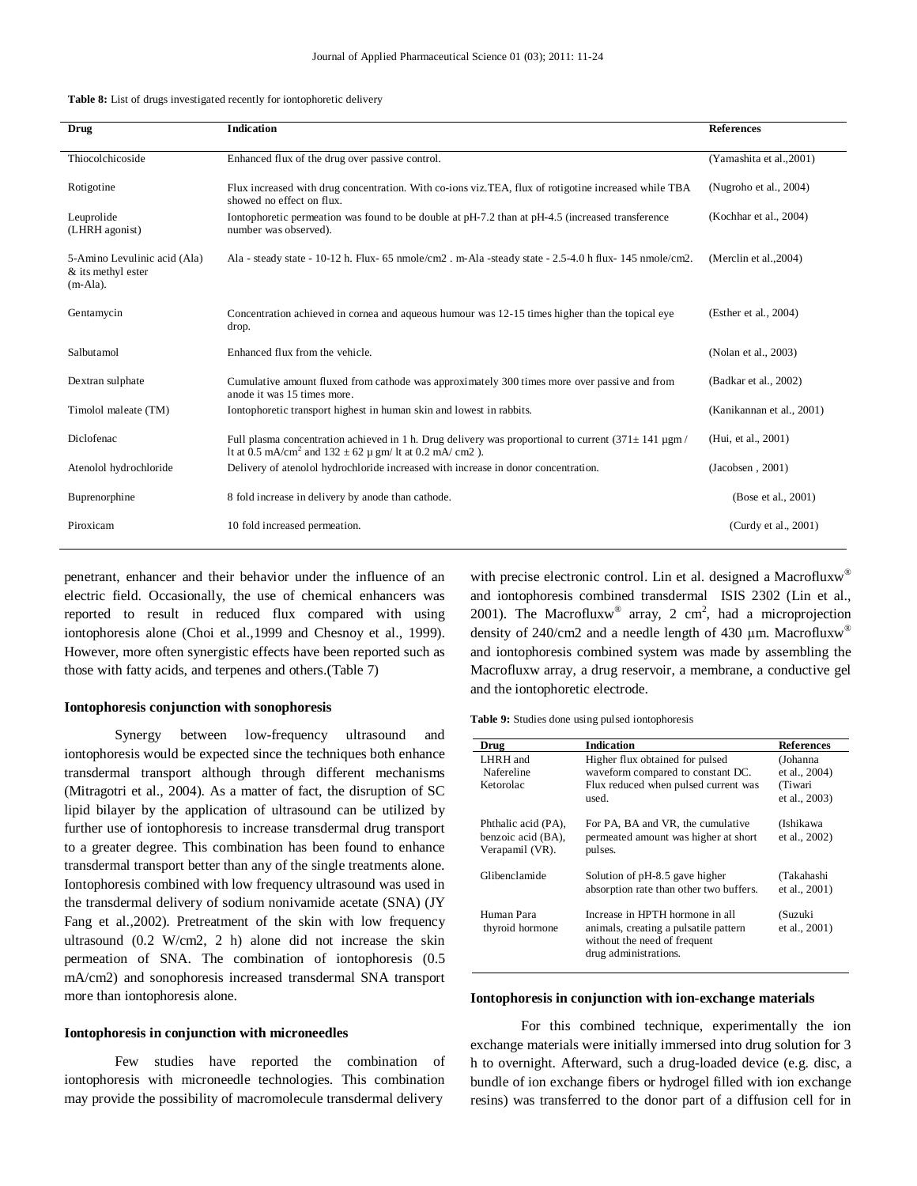**Table 8:** List of drugs investigated recently for iontophoretic delivery

| Drug | Indication | References |
|---|---|---|
| Thiocolchicoside | Enhanced flux of the drug over passive control. | (Yamashita et al.,2001) |
| Rotigotine | Flux increased with drug concentration. With co-ions viz.TEA, flux of rotigotine increased while TBA showed no effect on flux. | (Nugroho et al., 2004) |
| Leuprolide (LHRH agonist) | Iontophoretic permeation was found to be double at pH-7.2 than at pH-4.5 (increased transference number was observed). | (Kochhar et al., 2004) |
| 5-Amino Levulinic acid (Ala) & its methyl ester (m-Ala). | Ala - steady state - 10-12 h. Flux- 65 nmole/cm2 . m-Ala -steady state - 2.5-4.0 h flux- 145 nmole/cm2. | (Merclin et al.,2004) |
| Gentamycin | Concentration achieved in cornea and aqueous humour was 12-15 times higher than the topical eye drop. | (Esther et al., 2004) |
| Salbutamol | Enhanced flux from the vehicle. | (Nolan et al., 2003) |
| Dextran sulphate | Cumulative amount fluxed from cathode was approximately 300 times more over passive and from anode it was 15 times more. | (Badkar et al., 2002) |
| Timolol maleate (TM) | Iontophoretic transport highest in human skin and lowest in rabbits. | (Kanikannan et al., 2001) |
| Diclofenac | Full plasma concentration achieved in 1 h. Drug delivery was proportional to current (371± 141 µgm / lt at 0.5 mA/cm$^2$ and 132 ± 62 µ gm/ lt at 0.2 mA/ cm2 ). | (Hui, et al., 2001) |
| Atenolol hydrochloride | Delivery of atenolol hydrochloride increased with increase in donor concentration. | (Jacobsen , 2001) |
| Buprenorphine | 8 fold increase in delivery by anode than cathode. | (Bose et al., 2001) |
| Piroxicam | 10 fold increased permeation. | (Curdy et al., 2001) |

penetrant, enhancer and their behavior under the influence of an electric field. Occasionally, the use of chemical enhancers was reported to result in reduced flux compared with using iontophoresis alone (Choi et al.,1999 and Chesnoy et al., 1999). However, more often synergistic effects have been reported such as those with fatty acids, and terpenes and others.(Table 7)

#### Iontophoresis conjunction with sonophoresis

Synergy between low-frequency ultrasound and iontophoresis would be expected since the techniques both enhance transdermal transport although through different mechanisms (Mitragotri et al., 2004). As a matter of fact, the disruption of SC lipid bilayer by the application of ultrasound can be utilized by further use of iontophoresis to increase transdermal drug transport to a greater degree. This combination has been found to enhance transdermal transport better than any of the single treatments alone. Iontophoresis combined with low frequency ultrasound was used in the transdermal delivery of sodium nonivamide acetate (SNA) (JY Fang et al.,2002). Pretreatment of the skin with low frequency ultrasound (0.2 W/cm2, 2 h) alone did not increase the skin permeation of SNA. The combination of iontophoresis (0.5 mA/cm2) and sonophoresis increased transdermal SNA transport more than iontophoresis alone.

#### Iontophoresis in conjunction with microneedles

Few studies have reported the combination of iontophoresis with microneedle technologies. This combination may provide the possibility of macromolecule transdermal delivery with precise electronic control. Lin et al. designed a Macrofluxw® and iontophoresis combined transdermal ISIS 2302 (Lin et al., 2001). The Macrofluxw® array, 2 cm$^2$, had a microprojection density of 240/cm2 and a needle length of 430 µm. Macrofluxw® and iontophoresis combined system was made by assembling the Macrofluxw array, a drug reservoir, a membrane, a conductive gel and the iontophoretic electrode.

**Table 9:** Studies done using pulsed iontophoresis

| Drug | Indication | References |
|---|---|---|
| LHRH and Nafereline Ketorolac | Higher flux obtained for pulsed waveform compared to constant DC. Flux reduced when pulsed current was used. | (Johanna et al., 2004) (Tiwari et al., 2003) |
| Phthalic acid (PA), benzoic acid (BA), Verapamil (VR). | For PA, BA and VR, the cumulative permeated amount was higher at short pulses. | (Ishikawa et al., 2002) |
| Glibenclamide | Solution of pH-8.5 gave higher absorption rate than other two buffers. | (Takahashi et al., 2001) |
| Human Para thyroid hormone | Increase in HPTH hormone in all animals, creating a pulsatile pattern without the need of frequent drug administrations. | (Suzuki et al., 2001) |

#### Iontophoresis in conjunction with ion-exchange materials

For this combined technique, experimentally the ion exchange materials were initially immersed into drug solution for 3 h to overnight. Afterward, such a drug-loaded device (e.g. disc, a bundle of ion exchange fibers or hydrogel filled with ion exchange resins) was transferred to the donor part of a diffusion cell for in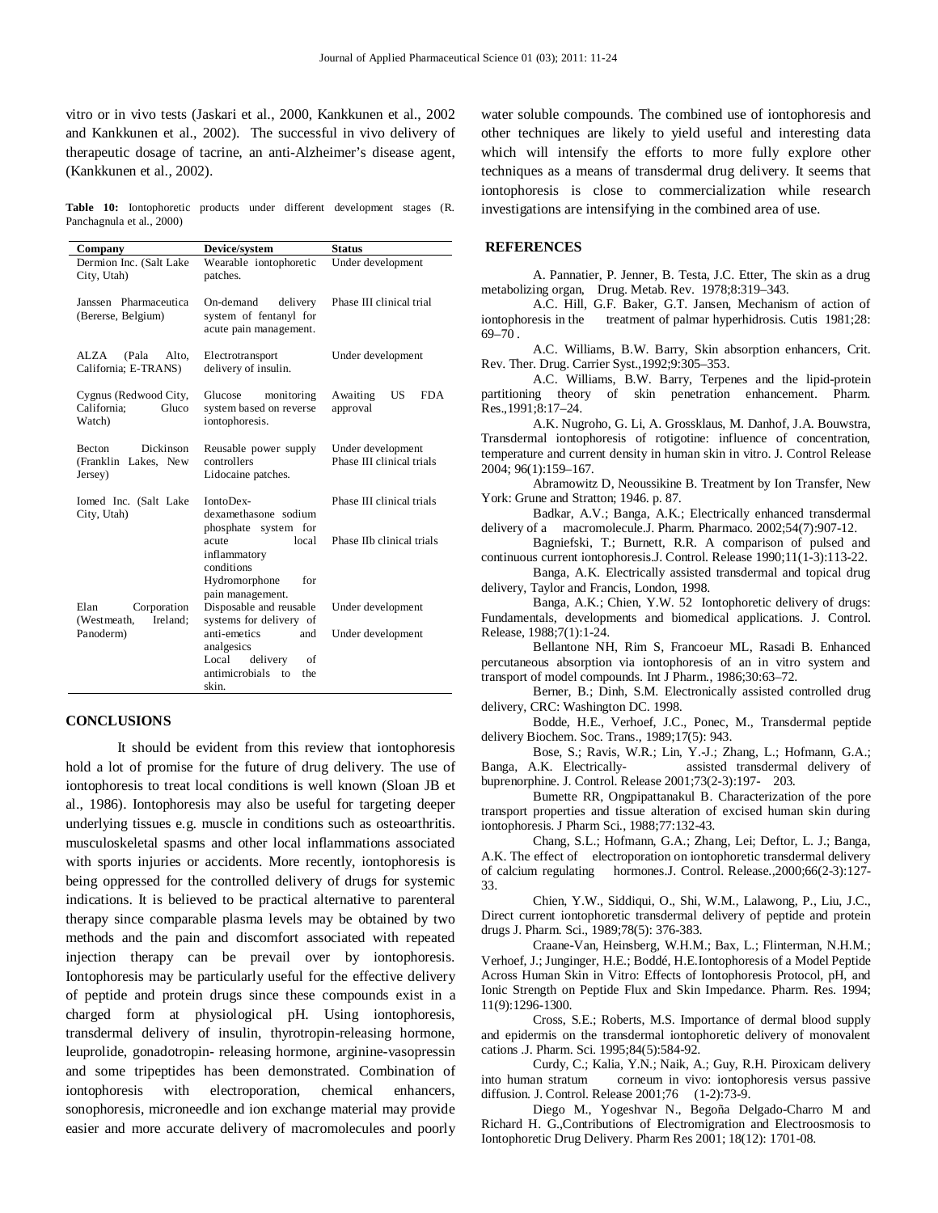vitro or in vivo tests (Jaskari et al., 2000, Kankkunen et al., 2002 and Kankkunen et al., 2002). The successful in vivo delivery of therapeutic dosage of tacrine, an anti-Alzheimer's disease agent, (Kankkunen et al., 2002).

**Table 10:** Iontophoretic products under different development stages (R. Panchagnula et al., 2000)

| Company | Device/system | Status |
|---|---|---|
| Dermion Inc. (Salt Lake City, Utah) | Wearable iontophoretic patches. | Under development |
| Janssen Pharmaceutica (Bererse, Belgium) | On-demand delivery system of fentanyl for acute pain management. | Phase III clinical trial |
| ALZA (Pala Alto, California; E-TRANS) | Electrotransport delivery of insulin. | Under development |
| Cygnus (Redwood City, California; Gluco Watch) | Glucose monitoring system based on reverse iontophoresis. | Awaiting US FDA approval |
| Becton Dickinson (Franklin Lakes, New Jersey) | Reusable power supply controllers Lidocaine patches. | Under development Phase III clinical trials |
| Iomed Inc. (Salt Lake City, Utah) | IontoDex-dexamethasone sodium phosphate system for acute local inflammatory conditions | Phase III clinical trials |
| | Hydromorphone for pain management. | Phase IIb clinical trials |
| Elan Corporation (Westmeath, Ireland; Panoderm) | Disposable and reusable systems for delivery of anti-emetics and analgesics | Under development |
| | Local delivery of antimicrobials to the skin. | Under development |

## CONCLUSIONS

It should be evident from this review that iontophoresis hold a lot of promise for the future of drug delivery. The use of iontophoresis to treat local conditions is well known (Sloan JB et al., 1986). Iontophoresis may also be useful for targeting deeper underlying tissues e.g. muscle in conditions such as osteoarthritis. musculoskeletal spasms and other local inflammations associated with sports injuries or accidents. More recently, iontophoresis is being oppressed for the controlled delivery of drugs for systemic indications. It is believed to be practical alternative to parenteral therapy since comparable plasma levels may be obtained by two methods and the pain and discomfort associated with repeated injection therapy can be prevail over by iontophoresis. Iontophoresis may be particularly useful for the effective delivery of peptide and protein drugs since these compounds exist in a charged form at physiological pH. Using iontophoresis, transdermal delivery of insulin, thyrotropin-releasing hormone, leuprolide, gonadotropin- releasing hormone, arginine-vasopressin and some tripeptides has been demonstrated. Combination of iontophoresis with electroporation, chemical enhancers, sonophoresis, microneedle and ion exchange material may provide easier and more accurate delivery of macromolecules and poorly water soluble compounds. The combined use of iontophoresis and other techniques are likely to yield useful and interesting data which will intensify the efforts to more fully explore other techniques as a means of transdermal drug delivery. It seems that iontophoresis is close to commercialization while research investigations are intensifying in the combined area of use.

## REFERENCES

A. Pannatier, P. Jenner, B. Testa, J.C. Etter, The skin as a drug metabolizing organ, Drug. Metab. Rev. 1978;8:319–343.

A.C. Hill, G.F. Baker, G.T. Jansen, Mechanism of action of iontophoresis in the treatment of palmar hyperhidrosis. Cutis 1981;28: 69–70 .

A.C. Williams, B.W. Barry, Skin absorption enhancers, Crit. Rev. Ther. Drug. Carrier Syst.,1992;9:305–353.

A.C. Williams, B.W. Barry, Terpenes and the lipid-protein partitioning theory of skin penetration enhancement. Pharm. Res.,1991;8:17–24.

A.K. Nugroho, G. Li, A. Grossklaus, M. Danhof, J.A. Bouwstra, Transdermal iontophoresis of rotigotine: influence of concentration, temperature and current density in human skin in vitro. J. Control Release 2004; 96(1):159–167.

Abramowitz D, Neoussikine B. Treatment by Ion Transfer, New York: Grune and Stratton; 1946. p. 87.

Badkar, A.V.; Banga, A.K.; Electrically enhanced transdermal delivery of a macromolecule.J. Pharm. Pharmaco. 2002;54(7):907-12.

Bagniefski, T.; Burnett, R.R. A comparison of pulsed and continuous current iontophoresis.J. Control. Release 1990;11(1-3):113-22.

Banga, A.K. Electrically assisted transdermal and topical drug delivery, Taylor and Francis, London, 1998.

Banga, A.K.; Chien, Y.W. 52 Iontophoretic delivery of drugs: Fundamentals, developments and biomedical applications. J. Control. Release, 1988;7(1):1-24.

Bellantone NH, Rim S, Francoeur ML, Rasadi B. Enhanced percutaneous absorption via iontophoresis of an in vitro system and transport of model compounds. Int J Pharm., 1986;30:63–72.

Berner, B.; Dinh, S.M. Electronically assisted controlled drug delivery, CRC: Washington DC. 1998.

Bodde, H.E., Verhoef, J.C., Ponec, M., Transdermal peptide delivery Biochem. Soc. Trans., 1989;17(5): 943.

Bose, S.; Ravis, W.R.; Lin, Y.-J.; Zhang, L.; Hofmann, G.A.; Banga, A.K. Electrically- assisted transdermal delivery of buprenorphine. J. Control. Release 2001;73(2-3):197- 203.

Bumette RR, Ongpipattanakul B. Characterization of the pore transport properties and tissue alteration of excised human skin during iontophoresis. J Pharm Sci., 1988;77:132-43.

Chang, S.L.; Hofmann, G.A.; Zhang, Lei; Deftor, L. J.; Banga, A.K. The effect of electroporation on iontophoretic transdermal delivery of calcium regulating hormones.J. Control. Release.,2000;66(2-3):127-33.

Chien, Y.W., Siddiqui, O., Shi, W.M., Lalawong, P., Liu, J.C., Direct current iontophoretic transdermal delivery of peptide and protein drugs J. Pharm. Sci., 1989;78(5): 376-383.

Craane-Van, Heinsberg, W.H.M.; Bax, L.; Flinterman, N.H.M.; Verhoef, J.; Junginger, H.E.; Boddé, H.E.Iontophoresis of a Model Peptide Across Human Skin in Vitro: Effects of Iontophoresis Protocol, pH, and Ionic Strength on Peptide Flux and Skin Impedance. Pharm. Res. 1994; 11(9):1296-1300.

Cross, S.E.; Roberts, M.S. Importance of dermal blood supply and epidermis on the transdermal iontophoretic delivery of monovalent cations .J. Pharm. Sci. 1995;84(5):584-92.

Curdy, C.; Kalia, Y.N.; Naik, A.; Guy, R.H. Piroxicam delivery into human stratum corneum in vivo: iontophoresis versus passive diffusion. J. Control. Release 2001;76 (1-2):73-9.

Diego M., Yogeshvar N., Begoña Delgado-Charro M and Richard H. G.,Contributions of Electromigration and Electroosmosis to Iontophoretic Drug Delivery. Pharm Res 2001; 18(12): 1701-08.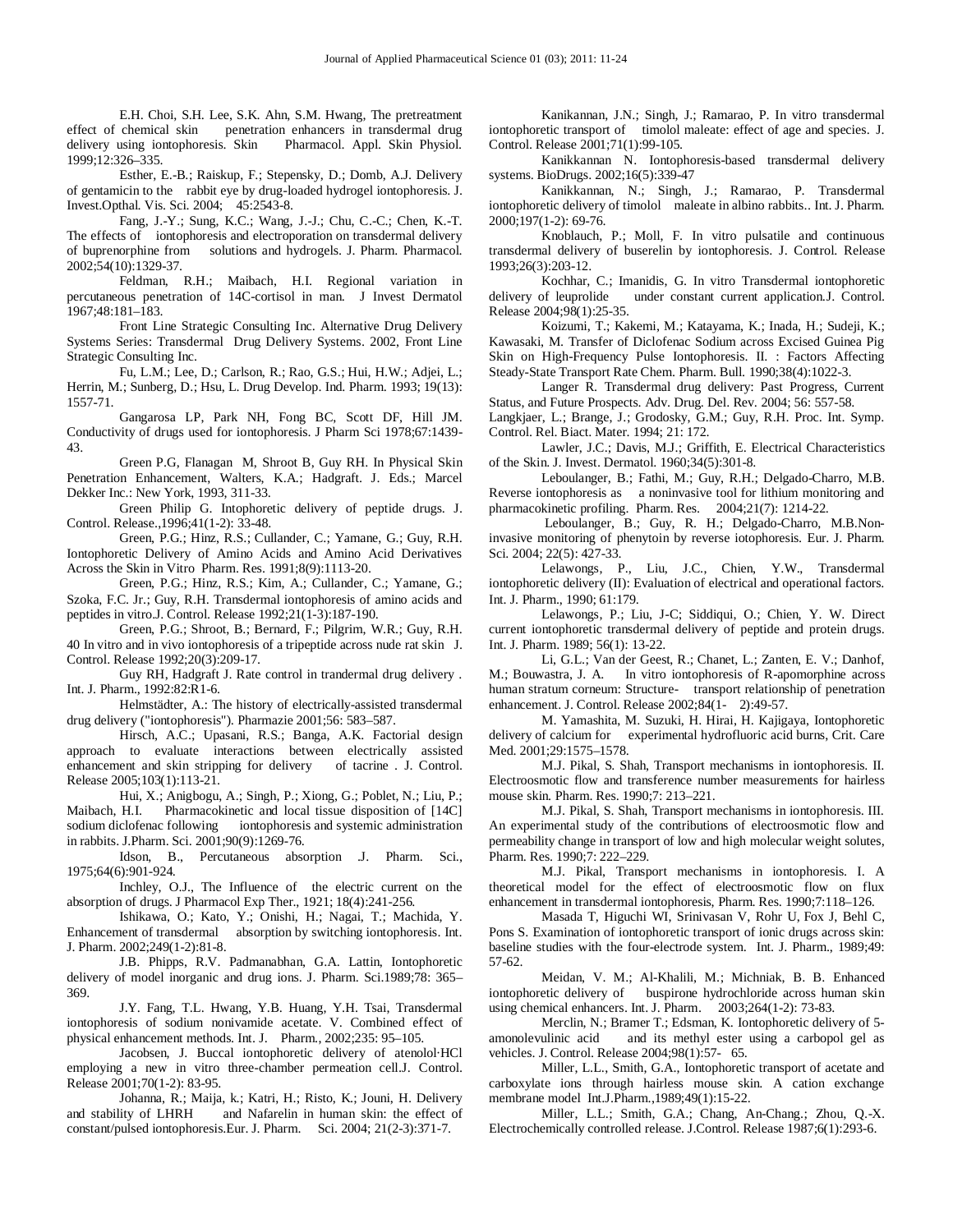E.H. Choi, S.H. Lee, S.K. Ahn, S.M. Hwang, The pretreatment effect of chemical skin penetration enhancers in transdermal drug delivery using iontophoresis. Skin Pharmacol. Appl. Skin Physiol. 1999;12:326–335.

Esther, E.-B.; Raiskup, F.; Stepensky, D.; Domb, A.J. Delivery of gentamicin to the rabbit eye by drug-loaded hydrogel iontophoresis. J. Invest.Opthal. Vis. Sci. 2004; 45:2543-8.

Fang, J.-Y.; Sung, K.C.; Wang, J.-J.; Chu, C.-C.; Chen, K.-T. The effects of iontophoresis and electroporation on transdermal delivery of buprenorphine from solutions and hydrogels. J. Pharm. Pharmacol. 2002;54(10):1329-37.

Feldman, R.H.; Maibach, H.I. Regional variation in percutaneous penetration of 14C-cortisol in man. J Invest Dermatol 1967;48:181–183.

Front Line Strategic Consulting Inc. Alternative Drug Delivery Systems Series: Transdermal Drug Delivery Systems. 2002, Front Line Strategic Consulting Inc.

Fu, L.M.; Lee, D.; Carlson, R.; Rao, G.S.; Hui, H.W.; Adjei, L.; Herrin, M.; Sunberg, D.; Hsu, L. Drug Develop. Ind. Pharm. 1993; 19(13): 1557-71.

Gangarosa LP, Park NH, Fong BC, Scott DF, Hill JM. Conductivity of drugs used for iontophoresis. J Pharm Sci 1978;67:1439-43.

Green P.G, Flanagan M, Shroot B, Guy RH. In Physical Skin Penetration Enhancement, Walters, K.A.; Hadgraft. J. Eds.; Marcel Dekker Inc.: New York, 1993, 311-33.

Green Philip G. Intophoretic delivery of peptide drugs. J. Control. Release.,1996;41(1-2): 33-48.

Green, P.G.; Hinz, R.S.; Cullander, C.; Yamane, G.; Guy, R.H. Iontophoretic Delivery of Amino Acids and Amino Acid Derivatives Across the Skin in Vitro Pharm. Res. 1991;8(9):1113-20.

Green, P.G.; Hinz, R.S.; Kim, A.; Cullander, C.; Yamane, G.; Szoka, F.C. Jr.; Guy, R.H. Transdermal iontophoresis of amino acids and peptides in vitro.J. Control. Release 1992;21(1-3):187-190.

Green, P.G.; Shroot, B.; Bernard, F.; Pilgrim, W.R.; Guy, R.H. 40 In vitro and in vivo iontophoresis of a tripeptide across nude rat skin J. Control. Release 1992;20(3):209-17.

Guy RH, Hadgraft J. Rate control in trandermal drug delivery . Int. J. Pharm., 1992:82:R1-6.

Helmstädter, A.: The history of electrically-assisted transdermal drug delivery ("iontophoresis"). Pharmazie 2001;56: 583–587.

Hirsch, A.C.; Upasani, R.S.; Banga, A.K. Factorial design approach to evaluate interactions between electrically assisted enhancement and skin stripping for delivery of tacrine . J. Control. Release 2005;103(1):113-21.

Hui, X.; Anigbogu, A.; Singh, P.; Xiong, G.; Poblet, N.; Liu, P.; Maibach, H.I. Pharmacokinetic and local tissue disposition of [14C] sodium diclofenac following iontophoresis and systemic administration in rabbits. J.Pharm. Sci. 2001;90(9):1269-76.

Idson, B., Percutaneous absorption .J. Pharm. Sci., 1975;64(6):901-924.

Inchley, O.J., The Influence of the electric current on the absorption of drugs. J Pharmacol Exp Ther., 1921; 18(4):241-256.

Ishikawa, O.; Kato, Y.; Onishi, H.; Nagai, T.; Machida, Y. Enhancement of transdermal absorption by switching iontophoresis. Int. J. Pharm. 2002;249(1-2):81-8.

J.B. Phipps, R.V. Padmanabhan, G.A. Lattin, Iontophoretic delivery of model inorganic and drug ions. J. Pharm. Sci.1989;78: 365–369.

J.Y. Fang, T.L. Hwang, Y.B. Huang, Y.H. Tsai, Transdermal iontophoresis of sodium nonivamide acetate. V. Combined effect of physical enhancement methods. Int. J. Pharm., 2002;235: 95–105.

Jacobsen, J. Buccal iontophoretic delivery of atenolol·HCl employing a new in vitro three-chamber permeation cell.J. Control. Release 2001;70(1-2): 83-95.

Johanna, R.; Maija, k.; Katri, H.; Risto, K.; Jouni, H. Delivery and stability of LHRH and Nafarelin in human skin: the effect of constant/pulsed iontophoresis.Eur. J. Pharm. Sci. 2004; 21(2-3):371-7.

Kanikannan, J.N.; Singh, J.; Ramarao, P. In vitro transdermal iontophoretic transport of timolol maleate: effect of age and species. J. Control. Release 2001;71(1):99-105.

Kanikkannan N. Iontophoresis-based transdermal delivery systems. BioDrugs. 2002;16(5):339-47

Kanikkannan, N.; Singh, J.; Ramarao, P. Transdermal iontophoretic delivery of timolol maleate in albino rabbits.. Int. J. Pharm. 2000;197(1-2): 69-76.

Knoblauch, P.; Moll, F. In vitro pulsatile and continuous transdermal delivery of buserelin by iontophoresis. J. Control. Release 1993;26(3):203-12.

Kochhar, C.; Imanidis, G. In vitro Transdermal iontophoretic delivery of leuprolide under constant current application.J. Control. Release 2004;98(1):25-35.

Koizumi, T.; Kakemi, M.; Katayama, K.; Inada, H.; Sudeji, K.; Kawasaki, M. Transfer of Diclofenac Sodium across Excised Guinea Pig Skin on High-Frequency Pulse Iontophoresis. II. : Factors Affecting Steady-State Transport Rate Chem. Pharm. Bull. 1990;38(4):1022-3.

Langer R. Transdermal drug delivery: Past Progress, Current Status, and Future Prospects. Adv. Drug. Del. Rev. 2004; 56: 557-58.

Langkjaer, L.; Brange, J.; Grodosky, G.M.; Guy, R.H. Proc. Int. Symp. Control. Rel. Biact. Mater. 1994; 21: 172.

Lawler, J.C.; Davis, M.J.; Griffith, E. Electrical Characteristics of the Skin. J. Invest. Dermatol. 1960;34(5):301-8.

Leboulanger, B.; Fathi, M.; Guy, R.H.; Delgado-Charro, M.B. Reverse iontophoresis as a noninvasive tool for lithium monitoring and pharmacokinetic profiling. Pharm. Res. 2004;21(7): 1214-22.

Leboulanger, B.; Guy, R. H.; Delgado-Charro, M.B.Non-invasive monitoring of phenytoin by reverse iotophoresis. Eur. J. Pharm. Sci. 2004; 22(5): 427-33.

Lelawongs, P., Liu, J.C., Chien, Y.W., Transdermal iontophoretic delivery (II): Evaluation of electrical and operational factors. Int. J. Pharm., 1990; 61:179.

Lelawongs, P.; Liu, J-C; Siddiqui, O.; Chien, Y. W. Direct current iontophoretic transdermal delivery of peptide and protein drugs. Int. J. Pharm. 1989; 56(1): 13-22.

Li, G.L.; Van der Geest, R.; Chanet, L.; Zanten, E. V.; Danhof, M.; Bouwastra, J. A. In vitro iontophoresis of R-apomorphine across human stratum corneum: Structure- transport relationship of penetration enhancement. J. Control. Release 2002;84(1- 2):49-57.

M. Yamashita, M. Suzuki, H. Hirai, H. Kajigaya, Iontophoretic delivery of calcium for experimental hydrofluoric acid burns, Crit. Care Med. 2001;29:1575–1578.

M.J. Pikal, S. Shah, Transport mechanisms in iontophoresis. II. Electroosmotic flow and transference number measurements for hairless mouse skin. Pharm. Res. 1990;7: 213–221.

M.J. Pikal, S. Shah, Transport mechanisms in iontophoresis. III. An experimental study of the contributions of electroosmotic flow and permeability change in transport of low and high molecular weight solutes, Pharm. Res. 1990;7: 222–229.

M.J. Pikal, Transport mechanisms in iontophoresis. I. A theoretical model for the effect of electroosmotic flow on flux enhancement in transdermal iontophoresis, Pharm. Res. 1990;7:118–126.

Masada T, Higuchi WI, Srinivasan V, Rohr U, Fox J, Behl C, Pons S. Examination of iontophoretic transport of ionic drugs across skin: baseline studies with the four-electrode system. Int. J. Pharm., 1989;49: 57-62.

Meidan, V. M.; Al-Khalili, M.; Michniak, B. B. Enhanced iontophoretic delivery of buspirone hydrochloride across human skin using chemical enhancers. Int. J. Pharm. 2003;264(1-2): 73-83.

Merclin, N.; Bramer T.; Edsman, K. Iontophoretic delivery of 5-amonolevulinic acid and its methyl ester using a carbopol gel as vehicles. J. Control. Release 2004;98(1):57- 65.

Miller, L.L., Smith, G.A., Iontophoretic transport of acetate and carboxylate ions through hairless mouse skin. A cation exchange membrane model Int.J.Pharm.,1989;49(1):15-22.

Miller, L.L.; Smith, G.A.; Chang, An-Chang.; Zhou, Q.-X. Electrochemically controlled release. J.Control. Release 1987;6(1):293-6.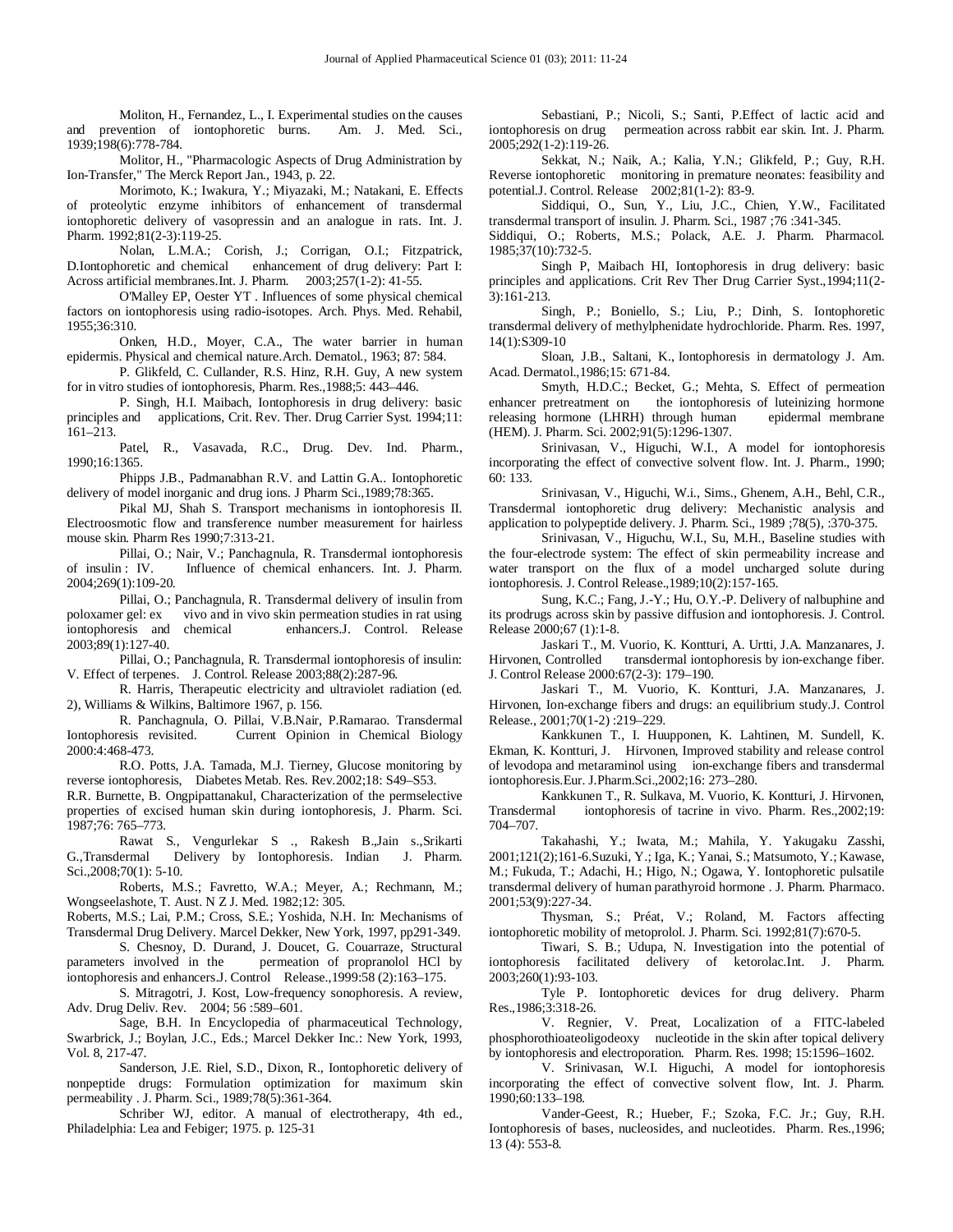Moliton, H., Fernandez, L., I. Experimental studies on the causes and prevention of iontophoretic burns. Am. J. Med. Sci., 1939;198(6):778-784.

Molitor, H., "Pharmacologic Aspects of Drug Administration by Ion-Transfer," The Merck Report Jan., 1943, p. 22.

Morimoto, K.; Iwakura, Y.; Miyazaki, M.; Natakani, E. Effects of proteolytic enzyme inhibitors of enhancement of transdermal iontophoretic delivery of vasopressin and an analogue in rats. Int. J. Pharm. 1992;81(2-3):119-25.

Nolan, L.M.A.; Corish, J.; Corrigan, O.I.; Fitzpatrick, D.Iontophoretic and chemical enhancement of drug delivery: Part I: Across artificial membranes.Int. J. Pharm. 2003;257(1-2): 41-55.

O'Malley EP, Oester YT . Influences of some physical chemical factors on iontophoresis using radio-isotopes. Arch. Phys. Med. Rehabil, 1955;36:310.

Onken, H.D., Moyer, C.A., The water barrier in human epidermis. Physical and chemical nature.Arch. Dematol., 1963; 87: 584.

P. Glikfeld, C. Cullander, R.S. Hinz, R.H. Guy, A new system for in vitro studies of iontophoresis, Pharm. Res.,1988;5: 443–446.

P. Singh, H.I. Maibach, Iontophoresis in drug delivery: basic principles and applications, Crit. Rev. Ther. Drug Carrier Syst. 1994;11: 161–213.

Patel, R., Vasavada, R.C., Drug. Dev. Ind. Pharm., 1990;16:1365.

Phipps J.B., Padmanabhan R.V. and Lattin G.A.. Iontophoretic delivery of model inorganic and drug ions. J Pharm Sci.,1989;78:365.

Pikal MJ, Shah S. Transport mechanisms in iontophoresis II. Electroosmotic flow and transference number measurement for hairless mouse skin. Pharm Res 1990;7:313-21.

Pillai, O.; Nair, V.; Panchagnula, R. Transdermal iontophoresis of insulin : IV. Influence of chemical enhancers. Int. J. Pharm. 2004;269(1):109-20.

Pillai, O.; Panchagnula, R. Transdermal delivery of insulin from poloxamer gel: ex vivo and in vivo skin permeation studies in rat using iontophoresis and chemical enhancers.J. Control. Release 2003;89(1):127-40.

Pillai, O.; Panchagnula, R. Transdermal iontophoresis of insulin: V. Effect of terpenes. J. Control. Release 2003;88(2):287-96.

R. Harris, Therapeutic electricity and ultraviolet radiation (ed. 2), Williams & Wilkins, Baltimore 1967, p. 156.

R. Panchagnula, O. Pillai, V.B.Nair, P.Ramarao. Transdermal Iontophoresis revisited. Current Opinion in Chemical Biology 2000:4:468-473.

R.O. Potts, J.A. Tamada, M.J. Tierney, Glucose monitoring by reverse iontophoresis, Diabetes Metab. Res. Rev.2002;18: S49–S53.

R.R. Burnette, B. Ongpipattanakul, Characterization of the permselective properties of excised human skin during iontophoresis, J. Pharm. Sci. 1987;76: 765–773.

Rawat S., Vengurlekar S ., Rakesh B.,Jain s.,Srikarti G.,Transdermal Delivery by Iontophoresis. Indian J. Pharm. Sci.,2008;70(1): 5-10.

Roberts, M.S.; Favretto, W.A.; Meyer, A.; Rechmann, M.; Wongseelashote, T. Aust. N Z J. Med. 1982;12: 305.

Roberts, M.S.; Lai, P.M.; Cross, S.E.; Yoshida, N.H. In: Mechanisms of Transdermal Drug Delivery. Marcel Dekker, New York, 1997, pp291-349.

S. Chesnoy, D. Durand, J. Doucet, G. Couarraze, Structural parameters involved in the permeation of propranolol HCl by iontophoresis and enhancers.J. Control Release.,1999:58 (2):163–175.

S. Mitragotri, J. Kost, Low-frequency sonophoresis. A review, Adv. Drug Deliv. Rev. 2004; 56 :589–601.

Sage, B.H. In Encyclopedia of pharmaceutical Technology, Swarbrick, J.; Boylan, J.C., Eds.; Marcel Dekker Inc.: New York, 1993, Vol. 8, 217-47.

Sanderson, J.E. Riel, S.D., Dixon, R., Iontophoretic delivery of nonpeptide drugs: Formulation optimization for maximum skin permeability . J. Pharm. Sci., 1989;78(5):361-364.

Schriber WJ, editor. A manual of electrotherapy, 4th ed., Philadelphia: Lea and Febiger; 1975. p. 125-31

Sebastiani, P.; Nicoli, S.; Santi, P.Effect of lactic acid and iontophoresis on drug permeation across rabbit ear skin. Int. J. Pharm. 2005;292(1-2):119-26.

Sekkat, N.; Naik, A.; Kalia, Y.N.; Glikfeld, P.; Guy, R.H. Reverse iontophoretic monitoring in premature neonates: feasibility and potential.J. Control. Release 2002;81(1-2): 83-9.

Siddiqui, O., Sun, Y., Liu, J.C., Chien, Y.W., Facilitated transdermal transport of insulin. J. Pharm. Sci., 1987 ;76 :341-345.

Siddiqui, O.; Roberts, M.S.; Polack, A.E. J. Pharm. Pharmacol. 1985;37(10):732-5.

Singh P, Maibach HI, Iontophoresis in drug delivery: basic principles and applications. Crit Rev Ther Drug Carrier Syst.,1994;11(2-3):161-213.

Singh, P.; Boniello, S.; Liu, P.; Dinh, S. Iontophoretic transdermal delivery of methylphenidate hydrochloride. Pharm. Res. 1997, 14(1):S309-10

Sloan, J.B., Saltani, K., Iontophoresis in dermatology J. Am. Acad. Dermatol.,1986;15: 671-84.

Smyth, H.D.C.; Becket, G.; Mehta, S. Effect of permeation enhancer pretreatment on the iontophoresis of luteinizing hormone releasing hormone (LHRH) through human epidermal membrane (HEM). J. Pharm. Sci. 2002;91(5):1296-1307.

Srinivasan, V., Higuchi, W.I., A model for iontophoresis incorporating the effect of convective solvent flow. Int. J. Pharm., 1990; 60: 133.

Srinivasan, V., Higuchi, W.i., Sims., Ghenem, A.H., Behl, C.R., Transdermal iontophoretic drug delivery: Mechanistic analysis and application to polypeptide delivery. J. Pharm. Sci., 1989 ;78(5), :370-375.

Srinivasan, V., Higuchu, W.I., Su, M.H., Baseline studies with the four-electrode system: The effect of skin permeability increase and water transport on the flux of a model uncharged solute during iontophoresis. J. Control Release.,1989;10(2):157-165.

Sung, K.C.; Fang, J.-Y.; Hu, O.Y.-P. Delivery of nalbuphine and its prodrugs across skin by passive diffusion and iontophoresis. J. Control. Release 2000;67 (1):1-8.

Jaskari T., M. Vuorio, K. Kontturi, A. Urtti, J.A. Manzanares, J. Hirvonen, Controlled transdermal iontophoresis by ion-exchange fiber. J. Control Release 2000:67(2-3): 179–190.

Jaskari T., M. Vuorio, K. Kontturi, J.A. Manzanares, J. Hirvonen, Ion-exchange fibers and drugs: an equilibrium study.J. Control Release., 2001;70(1-2) :219–229.

Kankkunen T., I. Huupponen, K. Lahtinen, M. Sundell, K. Ekman, K. Kontturi, J. Hirvonen, Improved stability and release control of levodopa and metaraminol using ion-exchange fibers and transdermal iontophoresis.Eur. J.Pharm.Sci.,2002;16: 273–280.

Kankkunen T., R. Sulkava, M. Vuorio, K. Kontturi, J. Hirvonen, Transdermal iontophoresis of tacrine in vivo. Pharm. Res.,2002;19: 704–707.

Takahashi, Y.; Iwata, M.; Mahila, Y. Yakugaku Zasshi, 2001;121(2);161-6.Suzuki, Y.; Iga, K.; Yanai, S.; Matsumoto, Y.; Kawase, M.; Fukuda, T.; Adachi, H.; Higo, N.; Ogawa, Y. Iontophoretic pulsatile transdermal delivery of human parathyroid hormone . J. Pharm. Pharmaco. 2001;53(9):227-34.

Thysman, S.; Préat, V.; Roland, M. Factors affecting iontophoretic mobility of metoprolol. J. Pharm. Sci. 1992;81(7):670-5.

Tiwari, S. B.; Udupa, N. Investigation into the potential of iontophoresis facilitated delivery of ketorolac.Int. J. Pharm. 2003;260(1):93-103.

Tyle P. Iontophoretic devices for drug delivery. Pharm Res.,1986;3:318-26.

V. Regnier, V. Preat, Localization of a FITC-labeled phosphorothioateoligodeoxy nucleotide in the skin after topical delivery by iontophoresis and electroporation. Pharm. Res. 1998; 15:1596–1602.

V. Srinivasan, W.I. Higuchi, A model for iontophoresis incorporating the effect of convective solvent flow, Int. J. Pharm. 1990;60:133–198.

Vander-Geest, R.; Hueber, F.; Szoka, F.C. Jr.; Guy, R.H. Iontophoresis of bases, nucleosides, and nucleotides. Pharm. Res.,1996; 13 (4): 553-8.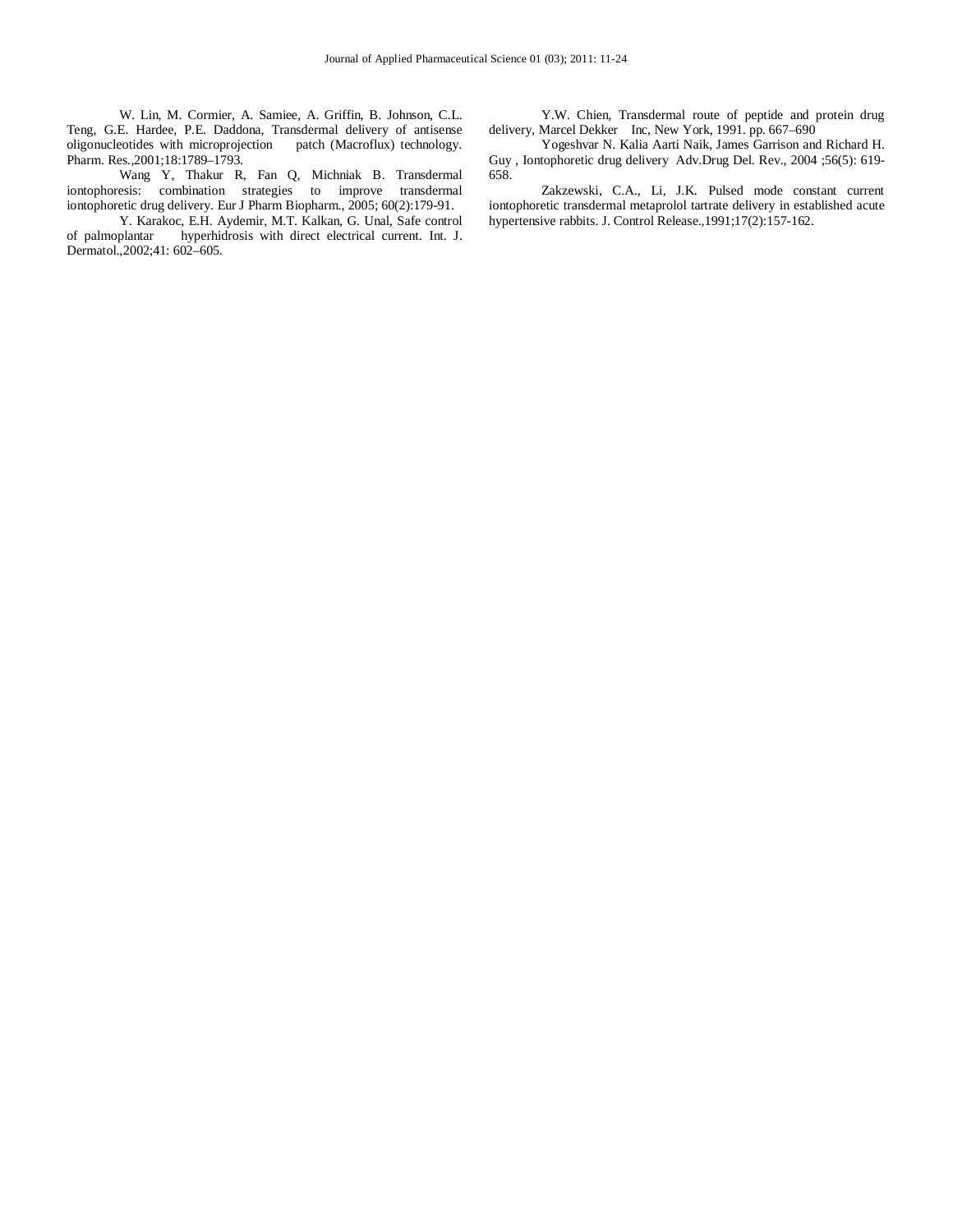W. Lin, M. Cormier, A. Samiee, A. Griffin, B. Johnson, C.L. Teng, G.E. Hardee, P.E. Daddona, Transdermal delivery of antisense oligonucleotides with microprojection patch (Macroflux) technology. Pharm. Res.,2001;18:1789–1793.

Wang Y, Thakur R, Fan Q, Michniak B. Transdermal iontophoresis: combination strategies to improve transdermal iontophoretic drug delivery. Eur J Pharm Biopharm., 2005; 60(2):179-91.

Y. Karakoc, E.H. Aydemir, M.T. Kalkan, G. Unal, Safe control of palmoplantar hyperhidrosis with direct electrical current. Int. J. Dermatol.,2002;41: 602–605.

Y.W. Chien, Transdermal route of peptide and protein drug delivery, Marcel Dekker Inc, New York, 1991. pp. 667–690

Yogeshvar N. Kalia Aarti Naik, James Garrison and Richard H. Guy , Iontophoretic drug delivery Adv.Drug Del. Rev., 2004 ;56(5): 619-658.

Zakzewski, C.A., Li, J.K. Pulsed mode constant current iontophoretic transdermal metaprolol tartrate delivery in established acute hypertensive rabbits. J. Control Release.,1991;17(2):157-162.